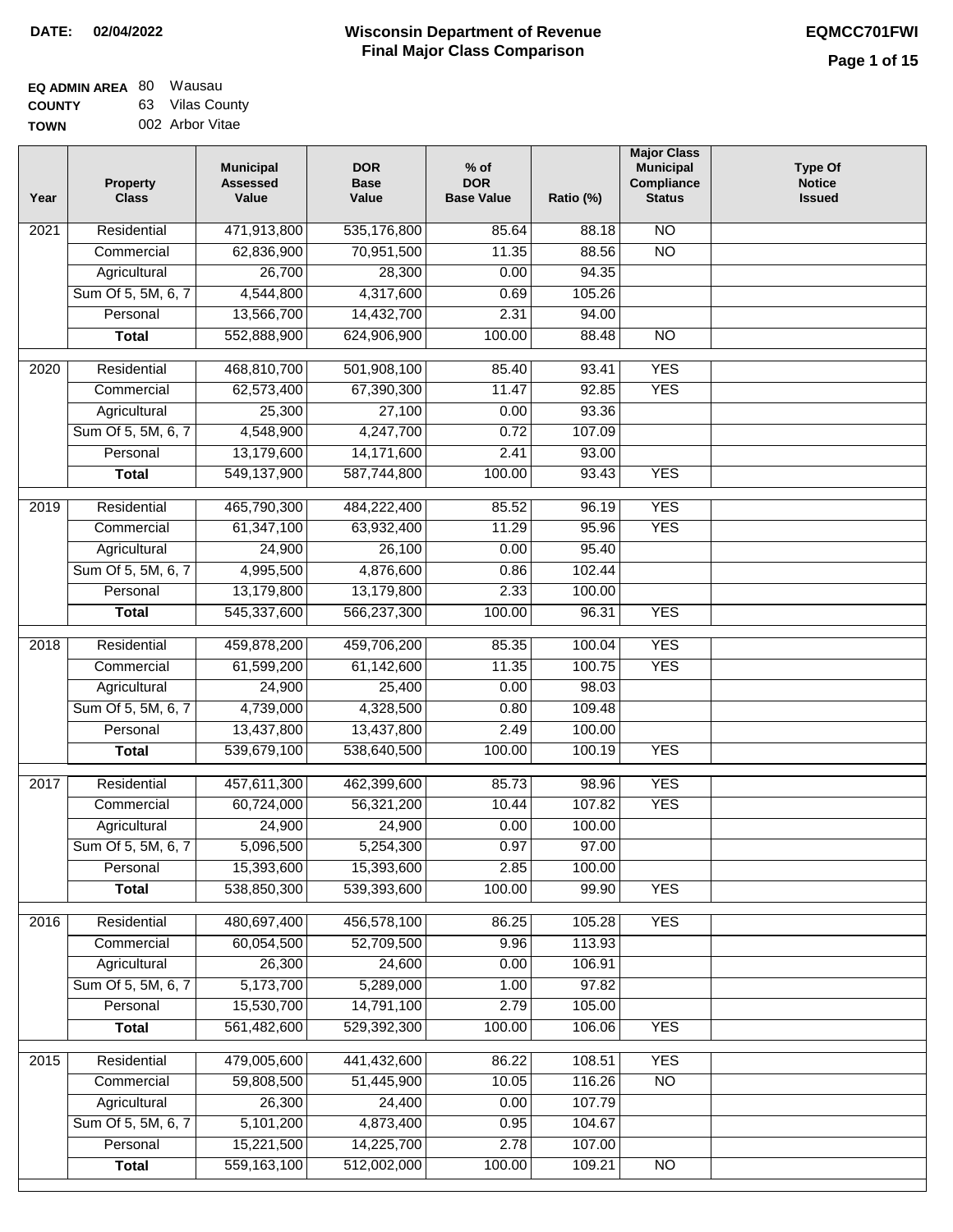**DATE: 02/04/2022**

# Wisconsin Department of Revenue
## Final Major Class Comparison

**EQMCC701FWI**

**EQ ADMIN AREA** 80 Wausau
**COUNTY** 63 Vilas County
**TOWN** 002 Arbor Vitae

| Year | Property Class | Municipal Assessed Value | DOR Base Value | % of DOR Base Value | Ratio (%) | Major Class Municipal Compliance Status | Type Of Notice Issued |
|---|---|---|---|---|---|---|---|
| 2021 | Residential | 471,913,800 | 535,176,800 | 85.64 | 88.18 | NO | |
| | Commercial | 62,836,900 | 70,951,500 | 11.35 | 88.56 | NO | |
| | Agricultural | 26,700 | 28,300 | 0.00 | 94.35 | | |
| | Sum Of 5, 5M, 6, 7 | 4,544,800 | 4,317,600 | 0.69 | 105.26 | | |
| | Personal | 13,566,700 | 14,432,700 | 2.31 | 94.00 | | |
| | **Total** | 552,888,900 | 624,906,900 | 100.00 | 88.48 | NO | |
| 2020 | Residential | 468,810,700 | 501,908,100 | 85.40 | 93.41 | YES | |
| | Commercial | 62,573,400 | 67,390,300 | 11.47 | 92.85 | YES | |
| | Agricultural | 25,300 | 27,100 | 0.00 | 93.36 | | |
| | Sum Of 5, 5M, 6, 7 | 4,548,900 | 4,247,700 | 0.72 | 107.09 | | |
| | Personal | 13,179,600 | 14,171,600 | 2.41 | 93.00 | | |
| | **Total** | 549,137,900 | 587,744,800 | 100.00 | 93.43 | YES | |
| 2019 | Residential | 465,790,300 | 484,222,400 | 85.52 | 96.19 | YES | |
| | Commercial | 61,347,100 | 63,932,400 | 11.29 | 95.96 | YES | |
| | Agricultural | 24,900 | 26,100 | 0.00 | 95.40 | | |
| | Sum Of 5, 5M, 6, 7 | 4,995,500 | 4,876,600 | 0.86 | 102.44 | | |
| | Personal | 13,179,800 | 13,179,800 | 2.33 | 100.00 | | |
| | **Total** | 545,337,600 | 566,237,300 | 100.00 | 96.31 | YES | |
| 2018 | Residential | 459,878,200 | 459,706,200 | 85.35 | 100.04 | YES | |
| | Commercial | 61,599,200 | 61,142,600 | 11.35 | 100.75 | YES | |
| | Agricultural | 24,900 | 25,400 | 0.00 | 98.03 | | |
| | Sum Of 5, 5M, 6, 7 | 4,739,000 | 4,328,500 | 0.80 | 109.48 | | |
| | Personal | 13,437,800 | 13,437,800 | 2.49 | 100.00 | | |
| | **Total** | 539,679,100 | 538,640,500 | 100.00 | 100.19 | YES | |
| 2017 | Residential | 457,611,300 | 462,399,600 | 85.73 | 98.96 | YES | |
| | Commercial | 60,724,000 | 56,321,200 | 10.44 | 107.82 | YES | |
| | Agricultural | 24,900 | 24,900 | 0.00 | 100.00 | | |
| | Sum Of 5, 5M, 6, 7 | 5,096,500 | 5,254,300 | 0.97 | 97.00 | | |
| | Personal | 15,393,600 | 15,393,600 | 2.85 | 100.00 | | |
| | **Total** | 538,850,300 | 539,393,600 | 100.00 | 99.90 | YES | |
| 2016 | Residential | 480,697,400 | 456,578,100 | 86.25 | 105.28 | YES | |
| | Commercial | 60,054,500 | 52,709,500 | 9.96 | 113.93 | | |
| | Agricultural | 26,300 | 24,600 | 0.00 | 106.91 | | |
| | Sum Of 5, 5M, 6, 7 | 5,173,700 | 5,289,000 | 1.00 | 97.82 | | |
| | Personal | 15,530,700 | 14,791,100 | 2.79 | 105.00 | | |
| | **Total** | 561,482,600 | 529,392,300 | 100.00 | 106.06 | YES | |
| 2015 | Residential | 479,005,600 | 441,432,600 | 86.22 | 108.51 | YES | |
| | Commercial | 59,808,500 | 51,445,900 | 10.05 | 116.26 | NO | |
| | Agricultural | 26,300 | 24,400 | 0.00 | 107.79 | | |
| | Sum Of 5, 5M, 6, 7 | 5,101,200 | 4,873,400 | 0.95 | 104.67 | | |
| | Personal | 15,221,500 | 14,225,700 | 2.78 | 107.00 | | |
| | **Total** | 559,163,100 | 512,002,000 | 100.00 | 109.21 | NO | |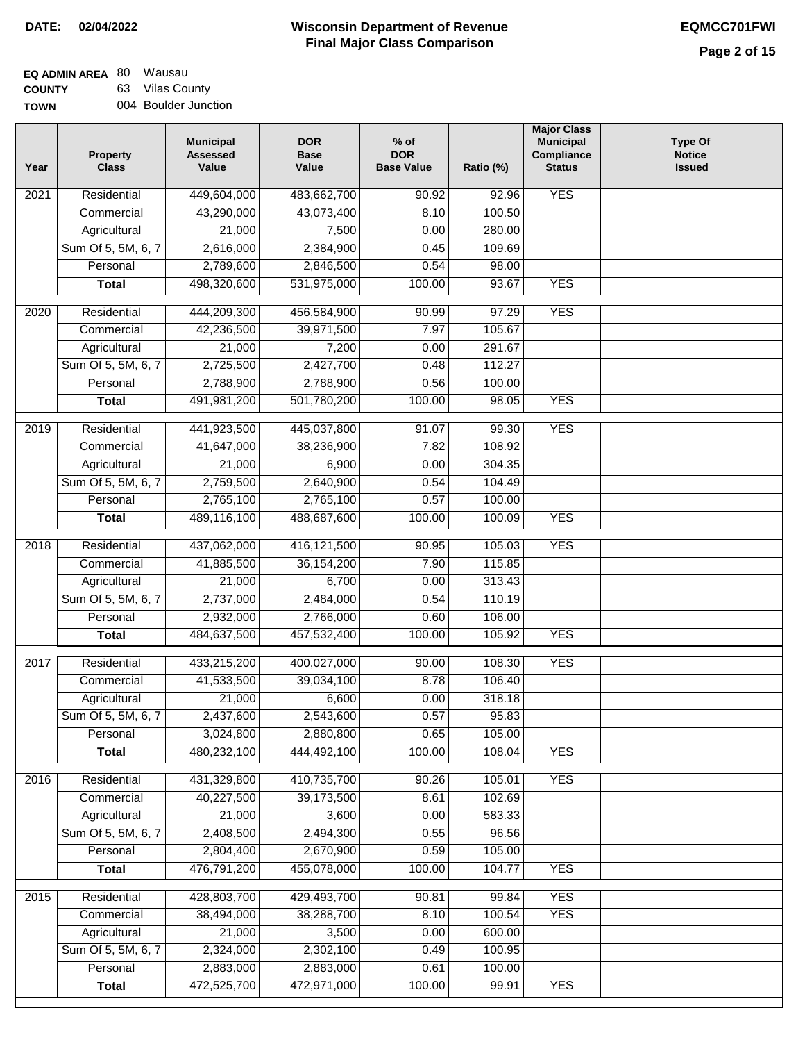**DATE: 02/04/2022**

# Wisconsin Department of Revenue
## Final Major Class Comparison

**EQMCC701FWI**

**EQ ADMIN AREA** 80 Wausau
**COUNTY** 63 Vilas County
**TOWN** 004 Boulder Junction

| Year | Property Class | Municipal Assessed Value | DOR Base Value | % of DOR Base Value | Ratio (%) | Major Class Municipal Compliance Status | Type Of Notice Issued |
|---|---|---|---|---|---|---|---|
| 2021 | Residential | 449,604,000 | 483,662,700 | 90.92 | 92.96 | YES | |
| | Commercial | 43,290,000 | 43,073,400 | 8.10 | 100.50 | | |
| | Agricultural | 21,000 | 7,500 | 0.00 | 280.00 | | |
| | Sum Of 5, 5M, 6, 7 | 2,616,000 | 2,384,900 | 0.45 | 109.69 | | |
| | Personal | 2,789,600 | 2,846,500 | 0.54 | 98.00 | | |
| | **Total** | 498,320,600 | 531,975,000 | 100.00 | 93.67 | YES | |
| 2020 | Residential | 444,209,300 | 456,584,900 | 90.99 | 97.29 | YES | |
| | Commercial | 42,236,500 | 39,971,500 | 7.97 | 105.67 | | |
| | Agricultural | 21,000 | 7,200 | 0.00 | 291.67 | | |
| | Sum Of 5, 5M, 6, 7 | 2,725,500 | 2,427,700 | 0.48 | 112.27 | | |
| | Personal | 2,788,900 | 2,788,900 | 0.56 | 100.00 | | |
| | **Total** | 491,981,200 | 501,780,200 | 100.00 | 98.05 | YES | |
| 2019 | Residential | 441,923,500 | 445,037,800 | 91.07 | 99.30 | YES | |
| | Commercial | 41,647,000 | 38,236,900 | 7.82 | 108.92 | | |
| | Agricultural | 21,000 | 6,900 | 0.00 | 304.35 | | |
| | Sum Of 5, 5M, 6, 7 | 2,759,500 | 2,640,900 | 0.54 | 104.49 | | |
| | Personal | 2,765,100 | 2,765,100 | 0.57 | 100.00 | | |
| | **Total** | 489,116,100 | 488,687,600 | 100.00 | 100.09 | YES | |
| 2018 | Residential | 437,062,000 | 416,121,500 | 90.95 | 105.03 | YES | |
| | Commercial | 41,885,500 | 36,154,200 | 7.90 | 115.85 | | |
| | Agricultural | 21,000 | 6,700 | 0.00 | 313.43 | | |
| | Sum Of 5, 5M, 6, 7 | 2,737,000 | 2,484,000 | 0.54 | 110.19 | | |
| | Personal | 2,932,000 | 2,766,000 | 0.60 | 106.00 | | |
| | **Total** | 484,637,500 | 457,532,400 | 100.00 | 105.92 | YES | |
| 2017 | Residential | 433,215,200 | 400,027,000 | 90.00 | 108.30 | YES | |
| | Commercial | 41,533,500 | 39,034,100 | 8.78 | 106.40 | | |
| | Agricultural | 21,000 | 6,600 | 0.00 | 318.18 | | |
| | Sum Of 5, 5M, 6, 7 | 2,437,600 | 2,543,600 | 0.57 | 95.83 | | |
| | Personal | 3,024,800 | 2,880,800 | 0.65 | 105.00 | | |
| | **Total** | 480,232,100 | 444,492,100 | 100.00 | 108.04 | YES | |
| 2016 | Residential | 431,329,800 | 410,735,700 | 90.26 | 105.01 | YES | |
| | Commercial | 40,227,500 | 39,173,500 | 8.61 | 102.69 | | |
| | Agricultural | 21,000 | 3,600 | 0.00 | 583.33 | | |
| | Sum Of 5, 5M, 6, 7 | 2,408,500 | 2,494,300 | 0.55 | 96.56 | | |
| | Personal | 2,804,400 | 2,670,900 | 0.59 | 105.00 | | |
| | **Total** | 476,791,200 | 455,078,000 | 100.00 | 104.77 | YES | |
| 2015 | Residential | 428,803,700 | 429,493,700 | 90.81 | 99.84 | YES | |
| | Commercial | 38,494,000 | 38,288,700 | 8.10 | 100.54 | YES | |
| | Agricultural | 21,000 | 3,500 | 0.00 | 600.00 | | |
| | Sum Of 5, 5M, 6, 7 | 2,324,000 | 2,302,100 | 0.49 | 100.95 | | |
| | Personal | 2,883,000 | 2,883,000 | 0.61 | 100.00 | | |
| | **Total** | 472,525,700 | 472,971,000 | 100.00 | 99.91 | YES | |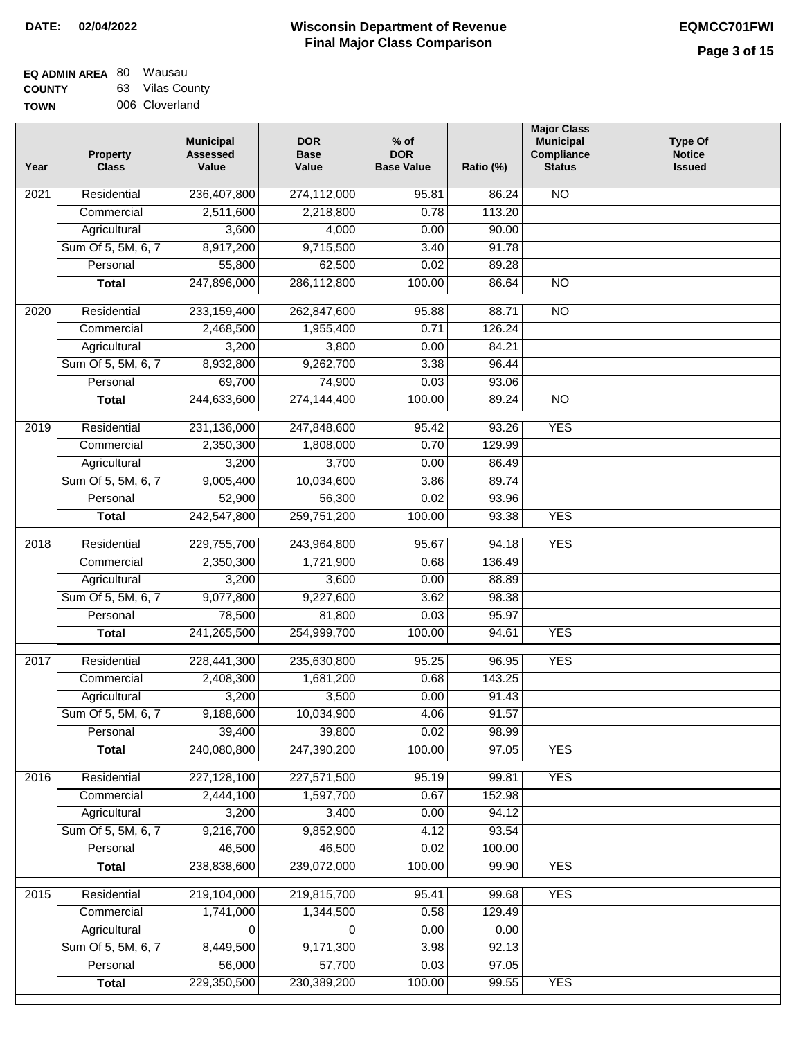**DATE: 02/04/2022**

# Wisconsin Department of Revenue
## Final Major Class Comparison

**EQMCC701FWI**

**EQ ADMIN AREA** 80 Wausau
**COUNTY** 63 Vilas County
**TOWN** 006 Cloverland

| Year | Property Class | Municipal Assessed Value | DOR Base Value | % of DOR Base Value | Ratio (%) | Major Class Municipal Compliance Status | Type Of Notice Issued |
|---|---|---|---|---|---|---|---|
| 2021 | Residential | 236,407,800 | 274,112,000 | 95.81 | 86.24 | NO | |
| | Commercial | 2,511,600 | 2,218,800 | 0.78 | 113.20 | | |
| | Agricultural | 3,600 | 4,000 | 0.00 | 90.00 | | |
| | Sum Of 5, 5M, 6, 7 | 8,917,200 | 9,715,500 | 3.40 | 91.78 | | |
| | Personal | 55,800 | 62,500 | 0.02 | 89.28 | | |
| | **Total** | 247,896,000 | 286,112,800 | 100.00 | 86.64 | NO | |
| 2020 | Residential | 233,159,400 | 262,847,600 | 95.88 | 88.71 | NO | |
| | Commercial | 2,468,500 | 1,955,400 | 0.71 | 126.24 | | |
| | Agricultural | 3,200 | 3,800 | 0.00 | 84.21 | | |
| | Sum Of 5, 5M, 6, 7 | 8,932,800 | 9,262,700 | 3.38 | 96.44 | | |
| | Personal | 69,700 | 74,900 | 0.03 | 93.06 | | |
| | **Total** | 244,633,600 | 274,144,400 | 100.00 | 89.24 | NO | |
| 2019 | Residential | 231,136,000 | 247,848,600 | 95.42 | 93.26 | YES | |
| | Commercial | 2,350,300 | 1,808,000 | 0.70 | 129.99 | | |
| | Agricultural | 3,200 | 3,700 | 0.00 | 86.49 | | |
| | Sum Of 5, 5M, 6, 7 | 9,005,400 | 10,034,600 | 3.86 | 89.74 | | |
| | Personal | 52,900 | 56,300 | 0.02 | 93.96 | | |
| | **Total** | 242,547,800 | 259,751,200 | 100.00 | 93.38 | YES | |
| 2018 | Residential | 229,755,700 | 243,964,800 | 95.67 | 94.18 | YES | |
| | Commercial | 2,350,300 | 1,721,900 | 0.68 | 136.49 | | |
| | Agricultural | 3,200 | 3,600 | 0.00 | 88.89 | | |
| | Sum Of 5, 5M, 6, 7 | 9,077,800 | 9,227,600 | 3.62 | 98.38 | | |
| | Personal | 78,500 | 81,800 | 0.03 | 95.97 | | |
| | **Total** | 241,265,500 | 254,999,700 | 100.00 | 94.61 | YES | |
| 2017 | Residential | 228,441,300 | 235,630,800 | 95.25 | 96.95 | YES | |
| | Commercial | 2,408,300 | 1,681,200 | 0.68 | 143.25 | | |
| | Agricultural | 3,200 | 3,500 | 0.00 | 91.43 | | |
| | Sum Of 5, 5M, 6, 7 | 9,188,600 | 10,034,900 | 4.06 | 91.57 | | |
| | Personal | 39,400 | 39,800 | 0.02 | 98.99 | | |
| | **Total** | 240,080,800 | 247,390,200 | 100.00 | 97.05 | YES | |
| 2016 | Residential | 227,128,100 | 227,571,500 | 95.19 | 99.81 | YES | |
| | Commercial | 2,444,100 | 1,597,700 | 0.67 | 152.98 | | |
| | Agricultural | 3,200 | 3,400 | 0.00 | 94.12 | | |
| | Sum Of 5, 5M, 6, 7 | 9,216,700 | 9,852,900 | 4.12 | 93.54 | | |
| | Personal | 46,500 | 46,500 | 0.02 | 100.00 | | |
| | **Total** | 238,838,600 | 239,072,000 | 100.00 | 99.90 | YES | |
| 2015 | Residential | 219,104,000 | 219,815,700 | 95.41 | 99.68 | YES | |
| | Commercial | 1,741,000 | 1,344,500 | 0.58 | 129.49 | | |
| | Agricultural | 0 | 0 | 0.00 | 0.00 | | |
| | Sum Of 5, 5M, 6, 7 | 8,449,500 | 9,171,300 | 3.98 | 92.13 | | |
| | Personal | 56,000 | 57,700 | 0.03 | 97.05 | | |
| | **Total** | 229,350,500 | 230,389,200 | 100.00 | 99.55 | YES | |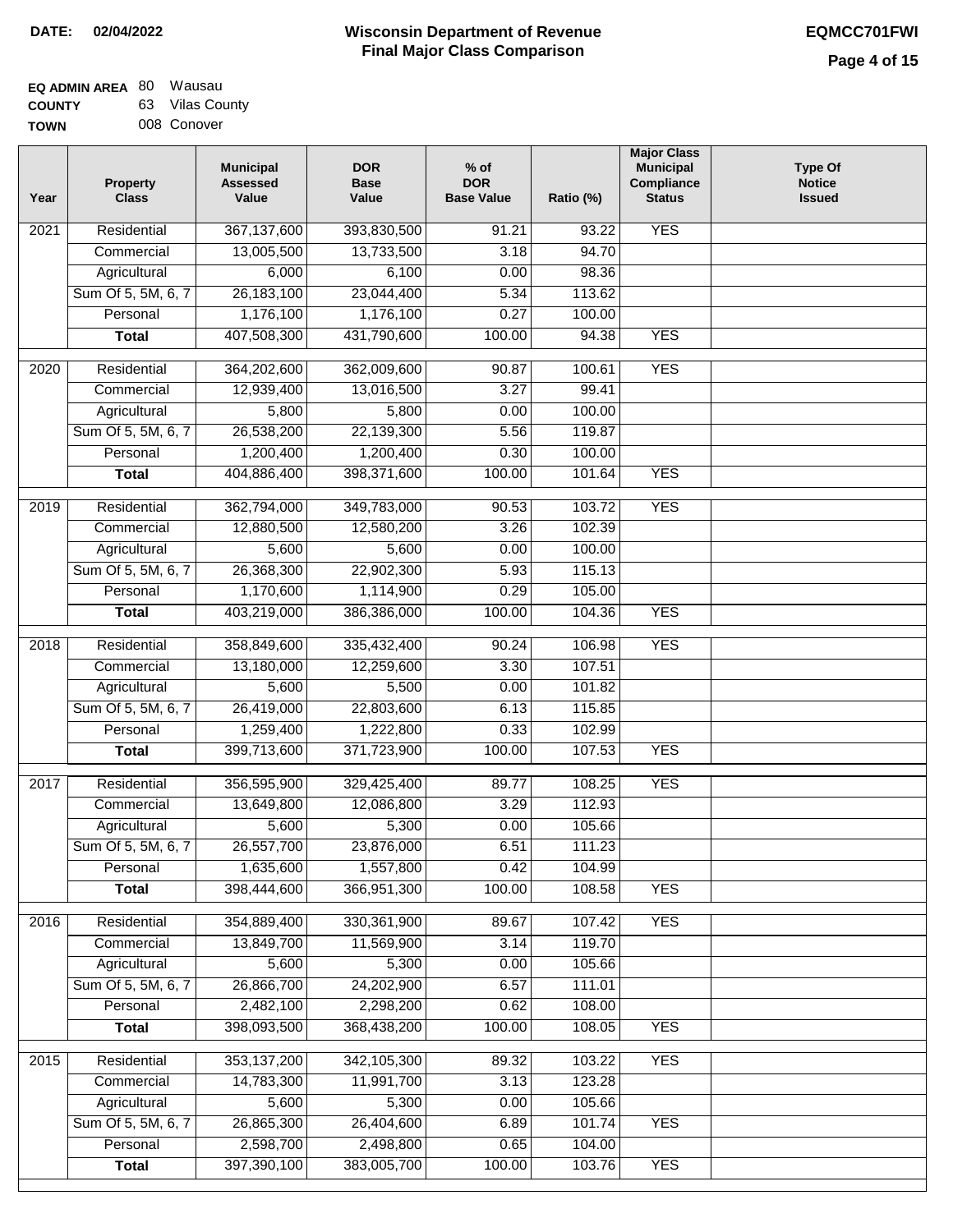**DATE: 02/04/2022**

# Wisconsin Department of Revenue
## Final Major Class Comparison

**EQMCC701FWI**

**EQ ADMIN AREA** 80 Wausau
**COUNTY** 63 Vilas County
**TOWN** 008 Conover

| Year | Property Class | Municipal Assessed Value | DOR Base Value | % of DOR Base Value | Ratio (%) | Major Class Municipal Compliance Status | Type Of Notice Issued |
|---|---|---|---|---|---|---|---|
| 2021 | Residential | 367,137,600 | 393,830,500 | 91.21 | 93.22 | YES | |
| | Commercial | 13,005,500 | 13,733,500 | 3.18 | 94.70 | | |
| | Agricultural | 6,000 | 6,100 | 0.00 | 98.36 | | |
| | Sum Of 5, 5M, 6, 7 | 26,183,100 | 23,044,400 | 5.34 | 113.62 | | |
| | Personal | 1,176,100 | 1,176,100 | 0.27 | 100.00 | | |
| | **Total** | 407,508,300 | 431,790,600 | 100.00 | 94.38 | YES | |
| 2020 | Residential | 364,202,600 | 362,009,600 | 90.87 | 100.61 | YES | |
| | Commercial | 12,939,400 | 13,016,500 | 3.27 | 99.41 | | |
| | Agricultural | 5,800 | 5,800 | 0.00 | 100.00 | | |
| | Sum Of 5, 5M, 6, 7 | 26,538,200 | 22,139,300 | 5.56 | 119.87 | | |
| | Personal | 1,200,400 | 1,200,400 | 0.30 | 100.00 | | |
| | **Total** | 404,886,400 | 398,371,600 | 100.00 | 101.64 | YES | |
| 2019 | Residential | 362,794,000 | 349,783,000 | 90.53 | 103.72 | YES | |
| | Commercial | 12,880,500 | 12,580,200 | 3.26 | 102.39 | | |
| | Agricultural | 5,600 | 5,600 | 0.00 | 100.00 | | |
| | Sum Of 5, 5M, 6, 7 | 26,368,300 | 22,902,300 | 5.93 | 115.13 | | |
| | Personal | 1,170,600 | 1,114,900 | 0.29 | 105.00 | | |
| | **Total** | 403,219,000 | 386,386,000 | 100.00 | 104.36 | YES | |
| 2018 | Residential | 358,849,600 | 335,432,400 | 90.24 | 106.98 | YES | |
| | Commercial | 13,180,000 | 12,259,600 | 3.30 | 107.51 | | |
| | Agricultural | 5,600 | 5,500 | 0.00 | 101.82 | | |
| | Sum Of 5, 5M, 6, 7 | 26,419,000 | 22,803,600 | 6.13 | 115.85 | | |
| | Personal | 1,259,400 | 1,222,800 | 0.33 | 102.99 | | |
| | **Total** | 399,713,600 | 371,723,900 | 100.00 | 107.53 | YES | |
| 2017 | Residential | 356,595,900 | 329,425,400 | 89.77 | 108.25 | YES | |
| | Commercial | 13,649,800 | 12,086,800 | 3.29 | 112.93 | | |
| | Agricultural | 5,600 | 5,300 | 0.00 | 105.66 | | |
| | Sum Of 5, 5M, 6, 7 | 26,557,700 | 23,876,000 | 6.51 | 111.23 | | |
| | Personal | 1,635,600 | 1,557,800 | 0.42 | 104.99 | | |
| | **Total** | 398,444,600 | 366,951,300 | 100.00 | 108.58 | YES | |
| 2016 | Residential | 354,889,400 | 330,361,900 | 89.67 | 107.42 | YES | |
| | Commercial | 13,849,700 | 11,569,900 | 3.14 | 119.70 | | |
| | Agricultural | 5,600 | 5,300 | 0.00 | 105.66 | | |
| | Sum Of 5, 5M, 6, 7 | 26,866,700 | 24,202,900 | 6.57 | 111.01 | | |
| | Personal | 2,482,100 | 2,298,200 | 0.62 | 108.00 | | |
| | **Total** | 398,093,500 | 368,438,200 | 100.00 | 108.05 | YES | |
| 2015 | Residential | 353,137,200 | 342,105,300 | 89.32 | 103.22 | YES | |
| | Commercial | 14,783,300 | 11,991,700 | 3.13 | 123.28 | | |
| | Agricultural | 5,600 | 5,300 | 0.00 | 105.66 | | |
| | Sum Of 5, 5M, 6, 7 | 26,865,300 | 26,404,600 | 6.89 | 101.74 | YES | |
| | Personal | 2,598,700 | 2,498,800 | 0.65 | 104.00 | | |
| | **Total** | 397,390,100 | 383,005,700 | 100.00 | 103.76 | YES | |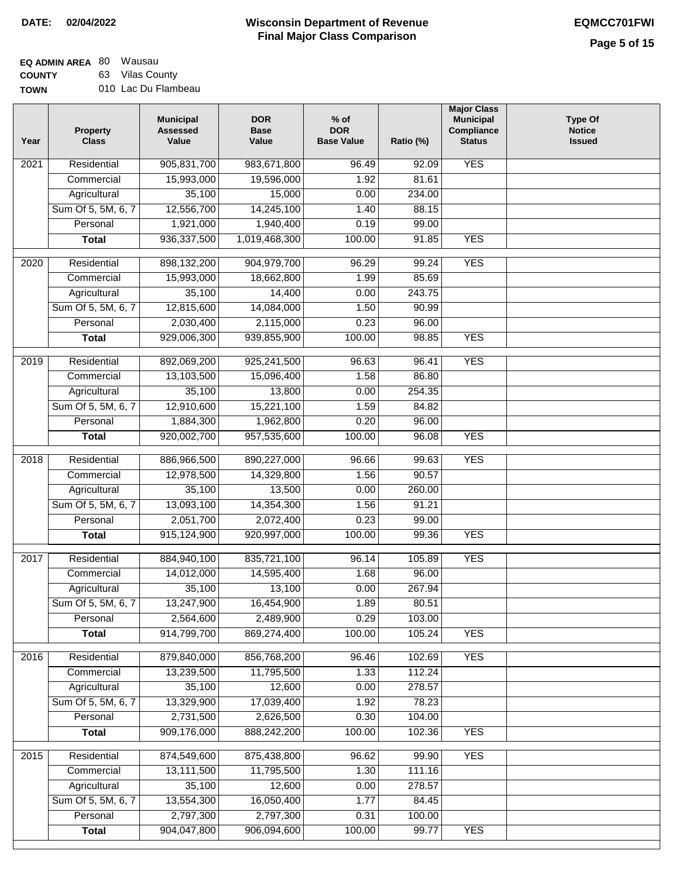**DATE: 02/04/2022**

# Wisconsin Department of Revenue
## Final Major Class Comparison

**EQMCC701FWI**

**EQ ADMIN AREA** 80 Wausau
**COUNTY** 63 Vilas County
**TOWN** 010 Lac Du Flambeau

| Year | Property Class | Municipal Assessed Value | DOR Base Value | % of DOR Base Value | Ratio (%) | Major Class Municipal Compliance Status | Type Of Notice Issued |
|---|---|---|---|---|---|---|---|
| 2021 | Residential | 905,831,700 | 983,671,800 | 96.49 | 92.09 | YES | |
| | Commercial | 15,993,000 | 19,596,000 | 1.92 | 81.61 | | |
| | Agricultural | 35,100 | 15,000 | 0.00 | 234.00 | | |
| | Sum Of 5, 5M, 6, 7 | 12,556,700 | 14,245,100 | 1.40 | 88.15 | | |
| | Personal | 1,921,000 | 1,940,400 | 0.19 | 99.00 | | |
| | **Total** | 936,337,500 | 1,019,468,300 | 100.00 | 91.85 | YES | |
| 2020 | Residential | 898,132,200 | 904,979,700 | 96.29 | 99.24 | YES | |
| | Commercial | 15,993,000 | 18,662,800 | 1.99 | 85.69 | | |
| | Agricultural | 35,100 | 14,400 | 0.00 | 243.75 | | |
| | Sum Of 5, 5M, 6, 7 | 12,815,600 | 14,084,000 | 1.50 | 90.99 | | |
| | Personal | 2,030,400 | 2,115,000 | 0.23 | 96.00 | | |
| | **Total** | 929,006,300 | 939,855,900 | 100.00 | 98.85 | YES | |
| 2019 | Residential | 892,069,200 | 925,241,500 | 96.63 | 96.41 | YES | |
| | Commercial | 13,103,500 | 15,096,400 | 1.58 | 86.80 | | |
| | Agricultural | 35,100 | 13,800 | 0.00 | 254.35 | | |
| | Sum Of 5, 5M, 6, 7 | 12,910,600 | 15,221,100 | 1.59 | 84.82 | | |
| | Personal | 1,884,300 | 1,962,800 | 0.20 | 96.00 | | |
| | **Total** | 920,002,700 | 957,535,600 | 100.00 | 96.08 | YES | |
| 2018 | Residential | 886,966,500 | 890,227,000 | 96.66 | 99.63 | YES | |
| | Commercial | 12,978,500 | 14,329,800 | 1.56 | 90.57 | | |
| | Agricultural | 35,100 | 13,500 | 0.00 | 260.00 | | |
| | Sum Of 5, 5M, 6, 7 | 13,093,100 | 14,354,300 | 1.56 | 91.21 | | |
| | Personal | 2,051,700 | 2,072,400 | 0.23 | 99.00 | | |
| | **Total** | 915,124,900 | 920,997,000 | 100.00 | 99.36 | YES | |
| 2017 | Residential | 884,940,100 | 835,721,100 | 96.14 | 105.89 | YES | |
| | Commercial | 14,012,000 | 14,595,400 | 1.68 | 96.00 | | |
| | Agricultural | 35,100 | 13,100 | 0.00 | 267.94 | | |
| | Sum Of 5, 5M, 6, 7 | 13,247,900 | 16,454,900 | 1.89 | 80.51 | | |
| | Personal | 2,564,600 | 2,489,900 | 0.29 | 103.00 | | |
| | **Total** | 914,799,700 | 869,274,400 | 100.00 | 105.24 | YES | |
| 2016 | Residential | 879,840,000 | 856,768,200 | 96.46 | 102.69 | YES | |
| | Commercial | 13,239,500 | 11,795,500 | 1.33 | 112.24 | | |
| | Agricultural | 35,100 | 12,600 | 0.00 | 278.57 | | |
| | Sum Of 5, 5M, 6, 7 | 13,329,900 | 17,039,400 | 1.92 | 78.23 | | |
| | Personal | 2,731,500 | 2,626,500 | 0.30 | 104.00 | | |
| | **Total** | 909,176,000 | 888,242,200 | 100.00 | 102.36 | YES | |
| 2015 | Residential | 874,549,600 | 875,438,800 | 96.62 | 99.90 | YES | |
| | Commercial | 13,111,500 | 11,795,500 | 1.30 | 111.16 | | |
| | Agricultural | 35,100 | 12,600 | 0.00 | 278.57 | | |
| | Sum Of 5, 5M, 6, 7 | 13,554,300 | 16,050,400 | 1.77 | 84.45 | | |
| | Personal | 2,797,300 | 2,797,300 | 0.31 | 100.00 | | |
| | **Total** | 904,047,800 | 906,094,600 | 100.00 | 99.77 | YES | |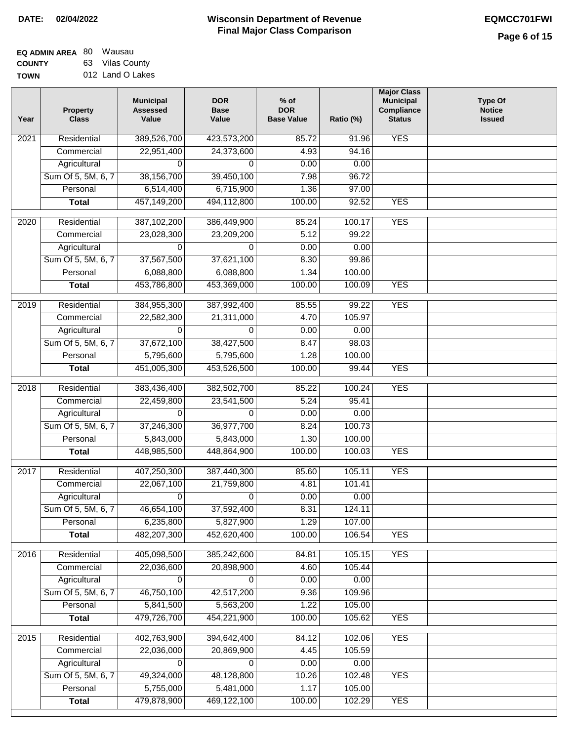**DATE: 02/04/2022**

# Wisconsin Department of Revenue
## Final Major Class Comparison

**EQMCC701FWI**

**EQ ADMIN AREA** 80 Wausau
**COUNTY** 63 Vilas County
**TOWN** 012 Land O Lakes

| Year | Property Class | Municipal Assessed Value | DOR Base Value | % of DOR Base Value | Ratio (%) | Major Class Municipal Compliance Status | Type Of Notice Issued |
|---|---|---|---|---|---|---|---|
| 2021 | Residential | 389,526,700 | 423,573,200 | 85.72 | 91.96 | YES | |
| | Commercial | 22,951,400 | 24,373,600 | 4.93 | 94.16 | | |
| | Agricultural | 0 | 0 | 0.00 | 0.00 | | |
| | Sum Of 5, 5M, 6, 7 | 38,156,700 | 39,450,100 | 7.98 | 96.72 | | |
| | Personal | 6,514,400 | 6,715,900 | 1.36 | 97.00 | | |
| | **Total** | 457,149,200 | 494,112,800 | 100.00 | 92.52 | YES | |
| 2020 | Residential | 387,102,200 | 386,449,900 | 85.24 | 100.17 | YES | |
| | Commercial | 23,028,300 | 23,209,200 | 5.12 | 99.22 | | |
| | Agricultural | 0 | 0 | 0.00 | 0.00 | | |
| | Sum Of 5, 5M, 6, 7 | 37,567,500 | 37,621,100 | 8.30 | 99.86 | | |
| | Personal | 6,088,800 | 6,088,800 | 1.34 | 100.00 | | |
| | **Total** | 453,786,800 | 453,369,000 | 100.00 | 100.09 | YES | |
| 2019 | Residential | 384,955,300 | 387,992,400 | 85.55 | 99.22 | YES | |
| | Commercial | 22,582,300 | 21,311,000 | 4.70 | 105.97 | | |
| | Agricultural | 0 | 0 | 0.00 | 0.00 | | |
| | Sum Of 5, 5M, 6, 7 | 37,672,100 | 38,427,500 | 8.47 | 98.03 | | |
| | Personal | 5,795,600 | 5,795,600 | 1.28 | 100.00 | | |
| | **Total** | 451,005,300 | 453,526,500 | 100.00 | 99.44 | YES | |
| 2018 | Residential | 383,436,400 | 382,502,700 | 85.22 | 100.24 | YES | |
| | Commercial | 22,459,800 | 23,541,500 | 5.24 | 95.41 | | |
| | Agricultural | 0 | 0 | 0.00 | 0.00 | | |
| | Sum Of 5, 5M, 6, 7 | 37,246,300 | 36,977,700 | 8.24 | 100.73 | | |
| | Personal | 5,843,000 | 5,843,000 | 1.30 | 100.00 | | |
| | **Total** | 448,985,500 | 448,864,900 | 100.00 | 100.03 | YES | |
| 2017 | Residential | 407,250,300 | 387,440,300 | 85.60 | 105.11 | YES | |
| | Commercial | 22,067,100 | 21,759,800 | 4.81 | 101.41 | | |
| | Agricultural | 0 | 0 | 0.00 | 0.00 | | |
| | Sum Of 5, 5M, 6, 7 | 46,654,100 | 37,592,400 | 8.31 | 124.11 | | |
| | Personal | 6,235,800 | 5,827,900 | 1.29 | 107.00 | | |
| | **Total** | 482,207,300 | 452,620,400 | 100.00 | 106.54 | YES | |
| 2016 | Residential | 405,098,500 | 385,242,600 | 84.81 | 105.15 | YES | |
| | Commercial | 22,036,600 | 20,898,900 | 4.60 | 105.44 | | |
| | Agricultural | 0 | 0 | 0.00 | 0.00 | | |
| | Sum Of 5, 5M, 6, 7 | 46,750,100 | 42,517,200 | 9.36 | 109.96 | | |
| | Personal | 5,841,500 | 5,563,200 | 1.22 | 105.00 | | |
| | **Total** | 479,726,700 | 454,221,900 | 100.00 | 105.62 | YES | |
| 2015 | Residential | 402,763,900 | 394,642,400 | 84.12 | 102.06 | YES | |
| | Commercial | 22,036,000 | 20,869,900 | 4.45 | 105.59 | | |
| | Agricultural | 0 | 0 | 0.00 | 0.00 | | |
| | Sum Of 5, 5M, 6, 7 | 49,324,000 | 48,128,800 | 10.26 | 102.48 | YES | |
| | Personal | 5,755,000 | 5,481,000 | 1.17 | 105.00 | | |
| | **Total** | 479,878,900 | 469,122,100 | 100.00 | 102.29 | YES | |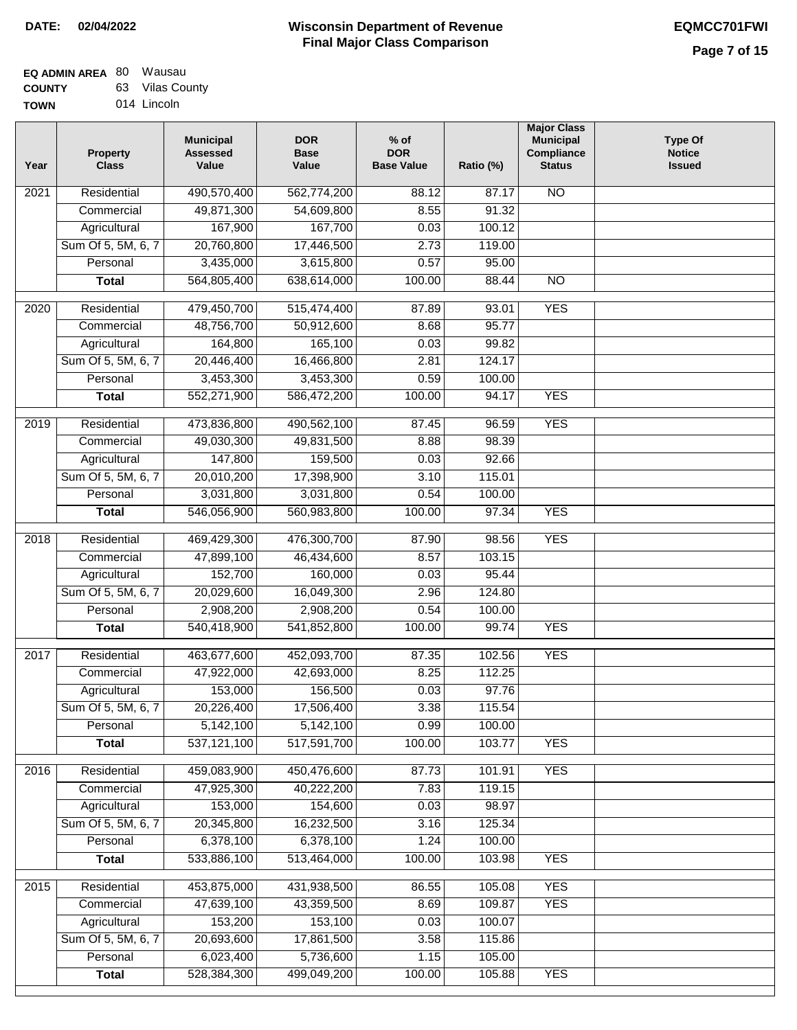**DATE: 02/04/2022**

# Wisconsin Department of Revenue
## Final Major Class Comparison

**EQMCC701FWI**

**EQ ADMIN AREA** 80 Wausau
**COUNTY** 63 Vilas County
**TOWN** 014 Lincoln

| Year | Property Class | Municipal Assessed Value | DOR Base Value | % of DOR Base Value | Ratio (%) | Major Class Municipal Compliance Status | Type Of Notice Issued |
|---|---|---|---|---|---|---|---|
| 2021 | Residential | 490,570,400 | 562,774,200 | 88.12 | 87.17 | NO | |
| | Commercial | 49,871,300 | 54,609,800 | 8.55 | 91.32 | | |
| | Agricultural | 167,900 | 167,700 | 0.03 | 100.12 | | |
| | Sum Of 5, 5M, 6, 7 | 20,760,800 | 17,446,500 | 2.73 | 119.00 | | |
| | Personal | 3,435,000 | 3,615,800 | 0.57 | 95.00 | | |
| | **Total** | 564,805,400 | 638,614,000 | 100.00 | 88.44 | NO | |
| 2020 | Residential | 479,450,700 | 515,474,400 | 87.89 | 93.01 | YES | |
| | Commercial | 48,756,700 | 50,912,600 | 8.68 | 95.77 | | |
| | Agricultural | 164,800 | 165,100 | 0.03 | 99.82 | | |
| | Sum Of 5, 5M, 6, 7 | 20,446,400 | 16,466,800 | 2.81 | 124.17 | | |
| | Personal | 3,453,300 | 3,453,300 | 0.59 | 100.00 | | |
| | **Total** | 552,271,900 | 586,472,200 | 100.00 | 94.17 | YES | |
| 2019 | Residential | 473,836,800 | 490,562,100 | 87.45 | 96.59 | YES | |
| | Commercial | 49,030,300 | 49,831,500 | 8.88 | 98.39 | | |
| | Agricultural | 147,800 | 159,500 | 0.03 | 92.66 | | |
| | Sum Of 5, 5M, 6, 7 | 20,010,200 | 17,398,900 | 3.10 | 115.01 | | |
| | Personal | 3,031,800 | 3,031,800 | 0.54 | 100.00 | | |
| | **Total** | 546,056,900 | 560,983,800 | 100.00 | 97.34 | YES | |
| 2018 | Residential | 469,429,300 | 476,300,700 | 87.90 | 98.56 | YES | |
| | Commercial | 47,899,100 | 46,434,600 | 8.57 | 103.15 | | |
| | Agricultural | 152,700 | 160,000 | 0.03 | 95.44 | | |
| | Sum Of 5, 5M, 6, 7 | 20,029,600 | 16,049,300 | 2.96 | 124.80 | | |
| | Personal | 2,908,200 | 2,908,200 | 0.54 | 100.00 | | |
| | **Total** | 540,418,900 | 541,852,800 | 100.00 | 99.74 | YES | |
| 2017 | Residential | 463,677,600 | 452,093,700 | 87.35 | 102.56 | YES | |
| | Commercial | 47,922,000 | 42,693,000 | 8.25 | 112.25 | | |
| | Agricultural | 153,000 | 156,500 | 0.03 | 97.76 | | |
| | Sum Of 5, 5M, 6, 7 | 20,226,400 | 17,506,400 | 3.38 | 115.54 | | |
| | Personal | 5,142,100 | 5,142,100 | 0.99 | 100.00 | | |
| | **Total** | 537,121,100 | 517,591,700 | 100.00 | 103.77 | YES | |
| 2016 | Residential | 459,083,900 | 450,476,600 | 87.73 | 101.91 | YES | |
| | Commercial | 47,925,300 | 40,222,200 | 7.83 | 119.15 | | |
| | Agricultural | 153,000 | 154,600 | 0.03 | 98.97 | | |
| | Sum Of 5, 5M, 6, 7 | 20,345,800 | 16,232,500 | 3.16 | 125.34 | | |
| | Personal | 6,378,100 | 6,378,100 | 1.24 | 100.00 | | |
| | **Total** | 533,886,100 | 513,464,000 | 100.00 | 103.98 | YES | |
| 2015 | Residential | 453,875,000 | 431,938,500 | 86.55 | 105.08 | YES | |
| | Commercial | 47,639,100 | 43,359,500 | 8.69 | 109.87 | YES | |
| | Agricultural | 153,200 | 153,100 | 0.03 | 100.07 | | |
| | Sum Of 5, 5M, 6, 7 | 20,693,600 | 17,861,500 | 3.58 | 115.86 | | |
| | Personal | 6,023,400 | 5,736,600 | 1.15 | 105.00 | | |
| | **Total** | 528,384,300 | 499,049,200 | 100.00 | 105.88 | YES | |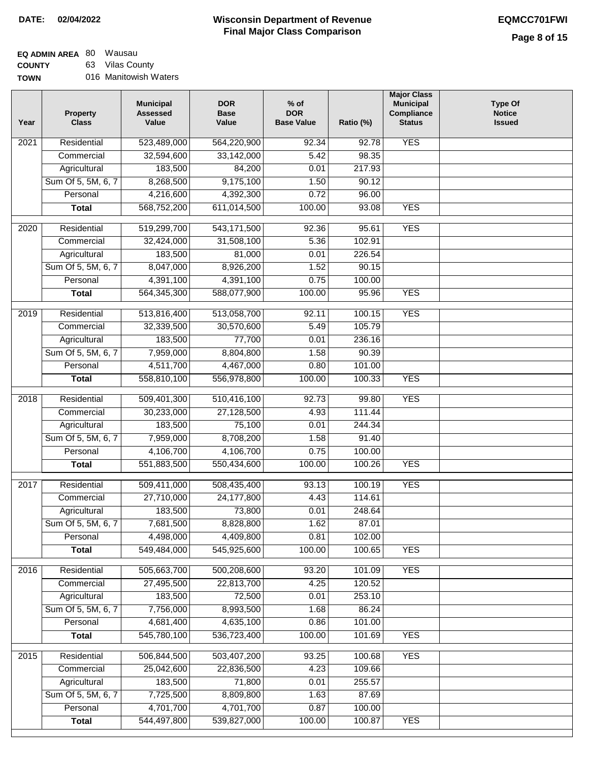**DATE: 02/04/2022**

# Wisconsin Department of Revenue
## Final Major Class Comparison

**EQMCC701FWI**

**EQ ADMIN AREA** 80 Wausau
**COUNTY** 63 Vilas County
**TOWN** 016 Manitowish Waters

| Year | Property Class | Municipal Assessed Value | DOR Base Value | % of DOR Base Value | Ratio (%) | Major Class Municipal Compliance Status | Type Of Notice Issued |
|---|---|---|---|---|---|---|---|
| 2021 | Residential | 523,489,000 | 564,220,900 | 92.34 | 92.78 | YES | |
| | Commercial | 32,594,600 | 33,142,000 | 5.42 | 98.35 | | |
| | Agricultural | 183,500 | 84,200 | 0.01 | 217.93 | | |
| | Sum Of 5, 5M, 6, 7 | 8,268,500 | 9,175,100 | 1.50 | 90.12 | | |
| | Personal | 4,216,600 | 4,392,300 | 0.72 | 96.00 | | |
| | **Total** | 568,752,200 | 611,014,500 | 100.00 | 93.08 | YES | |
| 2020 | Residential | 519,299,700 | 543,171,500 | 92.36 | 95.61 | YES | |
| | Commercial | 32,424,000 | 31,508,100 | 5.36 | 102.91 | | |
| | Agricultural | 183,500 | 81,000 | 0.01 | 226.54 | | |
| | Sum Of 5, 5M, 6, 7 | 8,047,000 | 8,926,200 | 1.52 | 90.15 | | |
| | Personal | 4,391,100 | 4,391,100 | 0.75 | 100.00 | | |
| | **Total** | 564,345,300 | 588,077,900 | 100.00 | 95.96 | YES | |
| 2019 | Residential | 513,816,400 | 513,058,700 | 92.11 | 100.15 | YES | |
| | Commercial | 32,339,500 | 30,570,600 | 5.49 | 105.79 | | |
| | Agricultural | 183,500 | 77,700 | 0.01 | 236.16 | | |
| | Sum Of 5, 5M, 6, 7 | 7,959,000 | 8,804,800 | 1.58 | 90.39 | | |
| | Personal | 4,511,700 | 4,467,000 | 0.80 | 101.00 | | |
| | **Total** | 558,810,100 | 556,978,800 | 100.00 | 100.33 | YES | |
| 2018 | Residential | 509,401,300 | 510,416,100 | 92.73 | 99.80 | YES | |
| | Commercial | 30,233,000 | 27,128,500 | 4.93 | 111.44 | | |
| | Agricultural | 183,500 | 75,100 | 0.01 | 244.34 | | |
| | Sum Of 5, 5M, 6, 7 | 7,959,000 | 8,708,200 | 1.58 | 91.40 | | |
| | Personal | 4,106,700 | 4,106,700 | 0.75 | 100.00 | | |
| | **Total** | 551,883,500 | 550,434,600 | 100.00 | 100.26 | YES | |
| 2017 | Residential | 509,411,000 | 508,435,400 | 93.13 | 100.19 | YES | |
| | Commercial | 27,710,000 | 24,177,800 | 4.43 | 114.61 | | |
| | Agricultural | 183,500 | 73,800 | 0.01 | 248.64 | | |
| | Sum Of 5, 5M, 6, 7 | 7,681,500 | 8,828,800 | 1.62 | 87.01 | | |
| | Personal | 4,498,000 | 4,409,800 | 0.81 | 102.00 | | |
| | **Total** | 549,484,000 | 545,925,600 | 100.00 | 100.65 | YES | |
| 2016 | Residential | 505,663,700 | 500,208,600 | 93.20 | 101.09 | YES | |
| | Commercial | 27,495,500 | 22,813,700 | 4.25 | 120.52 | | |
| | Agricultural | 183,500 | 72,500 | 0.01 | 253.10 | | |
| | Sum Of 5, 5M, 6, 7 | 7,756,000 | 8,993,500 | 1.68 | 86.24 | | |
| | Personal | 4,681,400 | 4,635,100 | 0.86 | 101.00 | | |
| | **Total** | 545,780,100 | 536,723,400 | 100.00 | 101.69 | YES | |
| 2015 | Residential | 506,844,500 | 503,407,200 | 93.25 | 100.68 | YES | |
| | Commercial | 25,042,600 | 22,836,500 | 4.23 | 109.66 | | |
| | Agricultural | 183,500 | 71,800 | 0.01 | 255.57 | | |
| | Sum Of 5, 5M, 6, 7 | 7,725,500 | 8,809,800 | 1.63 | 87.69 | | |
| | Personal | 4,701,700 | 4,701,700 | 0.87 | 100.00 | | |
| | **Total** | 544,497,800 | 539,827,000 | 100.00 | 100.87 | YES | |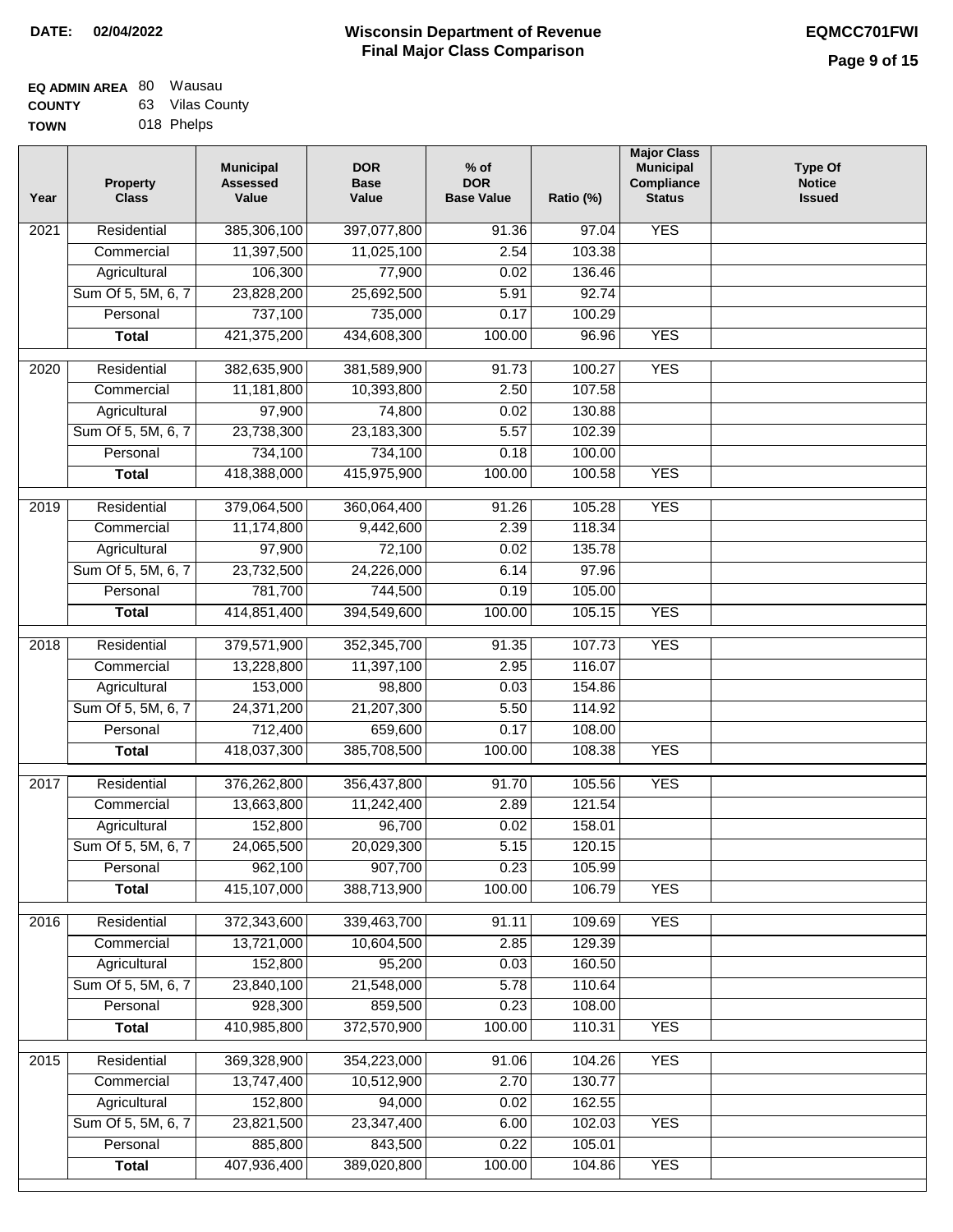**DATE: 02/04/2022**

# Wisconsin Department of Revenue
## Final Major Class Comparison

**EQMCC701FWI**

**EQ ADMIN AREA** 80 Wausau
**COUNTY** 63 Vilas County
**TOWN** 018 Phelps

| Year | Property Class | Municipal Assessed Value | DOR Base Value | % of DOR Base Value | Ratio (%) | Major Class Municipal Compliance Status | Type Of Notice Issued |
|---|---|---|---|---|---|---|---|
| 2021 | Residential | 385,306,100 | 397,077,800 | 91.36 | 97.04 | YES | |
| | Commercial | 11,397,500 | 11,025,100 | 2.54 | 103.38 | | |
| | Agricultural | 106,300 | 77,900 | 0.02 | 136.46 | | |
| | Sum Of 5, 5M, 6, 7 | 23,828,200 | 25,692,500 | 5.91 | 92.74 | | |
| | Personal | 737,100 | 735,000 | 0.17 | 100.29 | | |
| | **Total** | 421,375,200 | 434,608,300 | 100.00 | 96.96 | YES | |
| 2020 | Residential | 382,635,900 | 381,589,900 | 91.73 | 100.27 | YES | |
| | Commercial | 11,181,800 | 10,393,800 | 2.50 | 107.58 | | |
| | Agricultural | 97,900 | 74,800 | 0.02 | 130.88 | | |
| | Sum Of 5, 5M, 6, 7 | 23,738,300 | 23,183,300 | 5.57 | 102.39 | | |
| | Personal | 734,100 | 734,100 | 0.18 | 100.00 | | |
| | **Total** | 418,388,000 | 415,975,900 | 100.00 | 100.58 | YES | |
| 2019 | Residential | 379,064,500 | 360,064,400 | 91.26 | 105.28 | YES | |
| | Commercial | 11,174,800 | 9,442,600 | 2.39 | 118.34 | | |
| | Agricultural | 97,900 | 72,100 | 0.02 | 135.78 | | |
| | Sum Of 5, 5M, 6, 7 | 23,732,500 | 24,226,000 | 6.14 | 97.96 | | |
| | Personal | 781,700 | 744,500 | 0.19 | 105.00 | | |
| | **Total** | 414,851,400 | 394,549,600 | 100.00 | 105.15 | YES | |
| 2018 | Residential | 379,571,900 | 352,345,700 | 91.35 | 107.73 | YES | |
| | Commercial | 13,228,800 | 11,397,100 | 2.95 | 116.07 | | |
| | Agricultural | 153,000 | 98,800 | 0.03 | 154.86 | | |
| | Sum Of 5, 5M, 6, 7 | 24,371,200 | 21,207,300 | 5.50 | 114.92 | | |
| | Personal | 712,400 | 659,600 | 0.17 | 108.00 | | |
| | **Total** | 418,037,300 | 385,708,500 | 100.00 | 108.38 | YES | |
| 2017 | Residential | 376,262,800 | 356,437,800 | 91.70 | 105.56 | YES | |
| | Commercial | 13,663,800 | 11,242,400 | 2.89 | 121.54 | | |
| | Agricultural | 152,800 | 96,700 | 0.02 | 158.01 | | |
| | Sum Of 5, 5M, 6, 7 | 24,065,500 | 20,029,300 | 5.15 | 120.15 | | |
| | Personal | 962,100 | 907,700 | 0.23 | 105.99 | | |
| | **Total** | 415,107,000 | 388,713,900 | 100.00 | 106.79 | YES | |
| 2016 | Residential | 372,343,600 | 339,463,700 | 91.11 | 109.69 | YES | |
| | Commercial | 13,721,000 | 10,604,500 | 2.85 | 129.39 | | |
| | Agricultural | 152,800 | 95,200 | 0.03 | 160.50 | | |
| | Sum Of 5, 5M, 6, 7 | 23,840,100 | 21,548,000 | 5.78 | 110.64 | | |
| | Personal | 928,300 | 859,500 | 0.23 | 108.00 | | |
| | **Total** | 410,985,800 | 372,570,900 | 100.00 | 110.31 | YES | |
| 2015 | Residential | 369,328,900 | 354,223,000 | 91.06 | 104.26 | YES | |
| | Commercial | 13,747,400 | 10,512,900 | 2.70 | 130.77 | | |
| | Agricultural | 152,800 | 94,000 | 0.02 | 162.55 | | |
| | Sum Of 5, 5M, 6, 7 | 23,821,500 | 23,347,400 | 6.00 | 102.03 | YES | |
| | Personal | 885,800 | 843,500 | 0.22 | 105.01 | | |
| | **Total** | 407,936,400 | 389,020,800 | 100.00 | 104.86 | YES | |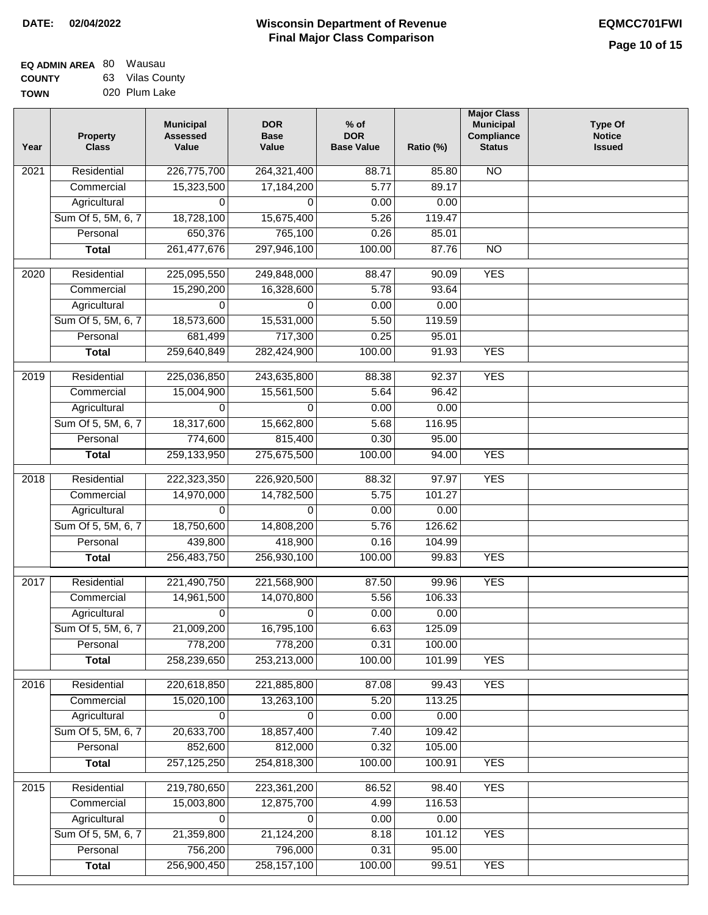**DATE:** 02/04/2022

# Wisconsin Department of Revenue
## Final Major Class Comparison

**EQMCC701FWI**

**EQ ADMIN AREA** 80 Wausau
**COUNTY** 63 Vilas County
**TOWN** 020 Plum Lake

| Year | Property Class | Municipal Assessed Value | DOR Base Value | % of DOR Base Value | Ratio (%) | Major Class Municipal Compliance Status | Type Of Notice Issued |
|---|---|---|---|---|---|---|---|
| 2021 | Residential | 226,775,700 | 264,321,400 | 88.71 | 85.80 | NO | |
| | Commercial | 15,323,500 | 17,184,200 | 5.77 | 89.17 | | |
| | Agricultural | 0 | 0 | 0.00 | 0.00 | | |
| | Sum Of 5, 5M, 6, 7 | 18,728,100 | 15,675,400 | 5.26 | 119.47 | | |
| | Personal | 650,376 | 765,100 | 0.26 | 85.01 | | |
| | **Total** | 261,477,676 | 297,946,100 | 100.00 | 87.76 | NO | |
| 2020 | Residential | 225,095,550 | 249,848,000 | 88.47 | 90.09 | YES | |
| | Commercial | 15,290,200 | 16,328,600 | 5.78 | 93.64 | | |
| | Agricultural | 0 | 0 | 0.00 | 0.00 | | |
| | Sum Of 5, 5M, 6, 7 | 18,573,600 | 15,531,000 | 5.50 | 119.59 | | |
| | Personal | 681,499 | 717,300 | 0.25 | 95.01 | | |
| | **Total** | 259,640,849 | 282,424,900 | 100.00 | 91.93 | YES | |
| 2019 | Residential | 225,036,850 | 243,635,800 | 88.38 | 92.37 | YES | |
| | Commercial | 15,004,900 | 15,561,500 | 5.64 | 96.42 | | |
| | Agricultural | 0 | 0 | 0.00 | 0.00 | | |
| | Sum Of 5, 5M, 6, 7 | 18,317,600 | 15,662,800 | 5.68 | 116.95 | | |
| | Personal | 774,600 | 815,400 | 0.30 | 95.00 | | |
| | **Total** | 259,133,950 | 275,675,500 | 100.00 | 94.00 | YES | |
| 2018 | Residential | 222,323,350 | 226,920,500 | 88.32 | 97.97 | YES | |
| | Commercial | 14,970,000 | 14,782,500 | 5.75 | 101.27 | | |
| | Agricultural | 0 | 0 | 0.00 | 0.00 | | |
| | Sum Of 5, 5M, 6, 7 | 18,750,600 | 14,808,200 | 5.76 | 126.62 | | |
| | Personal | 439,800 | 418,900 | 0.16 | 104.99 | | |
| | **Total** | 256,483,750 | 256,930,100 | 100.00 | 99.83 | YES | |
| 2017 | Residential | 221,490,750 | 221,568,900 | 87.50 | 99.96 | YES | |
| | Commercial | 14,961,500 | 14,070,800 | 5.56 | 106.33 | | |
| | Agricultural | 0 | 0 | 0.00 | 0.00 | | |
| | Sum Of 5, 5M, 6, 7 | 21,009,200 | 16,795,100 | 6.63 | 125.09 | | |
| | Personal | 778,200 | 778,200 | 0.31 | 100.00 | | |
| | **Total** | 258,239,650 | 253,213,000 | 100.00 | 101.99 | YES | |
| 2016 | Residential | 220,618,850 | 221,885,800 | 87.08 | 99.43 | YES | |
| | Commercial | 15,020,100 | 13,263,100 | 5.20 | 113.25 | | |
| | Agricultural | 0 | 0 | 0.00 | 0.00 | | |
| | Sum Of 5, 5M, 6, 7 | 20,633,700 | 18,857,400 | 7.40 | 109.42 | | |
| | Personal | 852,600 | 812,000 | 0.32 | 105.00 | | |
| | **Total** | 257,125,250 | 254,818,300 | 100.00 | 100.91 | YES | |
| 2015 | Residential | 219,780,650 | 223,361,200 | 86.52 | 98.40 | YES | |
| | Commercial | 15,003,800 | 12,875,700 | 4.99 | 116.53 | | |
| | Agricultural | 0 | 0 | 0.00 | 0.00 | | |
| | Sum Of 5, 5M, 6, 7 | 21,359,800 | 21,124,200 | 8.18 | 101.12 | YES | |
| | Personal | 756,200 | 796,000 | 0.31 | 95.00 | | |
| | **Total** | 256,900,450 | 258,157,100 | 100.00 | 99.51 | YES | |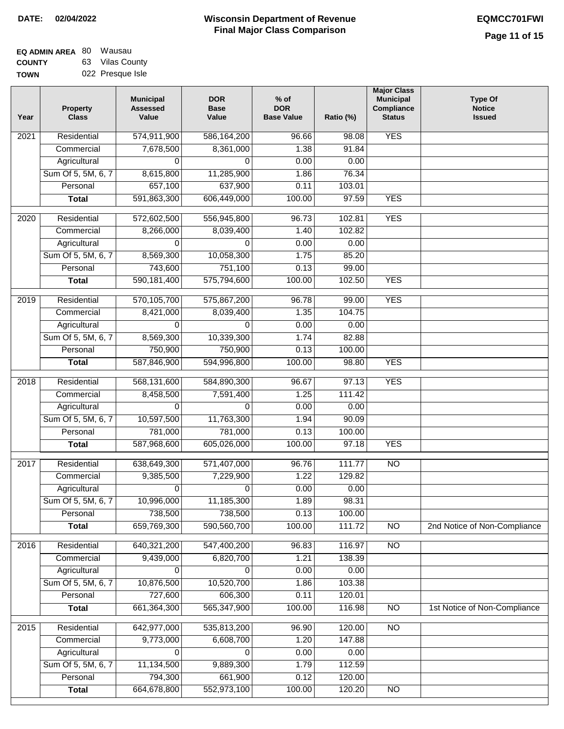**DATE: 02/04/2022**

# Wisconsin Department of Revenue
## Final Major Class Comparison

**EQMCC701FWI**

**EQ ADMIN AREA** 80 Wausau
**COUNTY** 63 Vilas County
**TOWN** 022 Presque Isle

| Year | Property Class | Municipal Assessed Value | DOR Base Value | % of DOR Base Value | Ratio (%) | Major Class Municipal Compliance Status | Type Of Notice Issued |
|---|---|---|---|---|---|---|---|
| 2021 | Residential | 574,911,900 | 586,164,200 | 96.66 | 98.08 | YES | |
| | Commercial | 7,678,500 | 8,361,000 | 1.38 | 91.84 | | |
| | Agricultural | 0 | 0 | 0.00 | 0.00 | | |
| | Sum Of 5, 5M, 6, 7 | 8,615,800 | 11,285,900 | 1.86 | 76.34 | | |
| | Personal | 657,100 | 637,900 | 0.11 | 103.01 | | |
| | **Total** | 591,863,300 | 606,449,000 | 100.00 | 97.59 | YES | |
| 2020 | Residential | 572,602,500 | 556,945,800 | 96.73 | 102.81 | YES | |
| | Commercial | 8,266,000 | 8,039,400 | 1.40 | 102.82 | | |
| | Agricultural | 0 | 0 | 0.00 | 0.00 | | |
| | Sum Of 5, 5M, 6, 7 | 8,569,300 | 10,058,300 | 1.75 | 85.20 | | |
| | Personal | 743,600 | 751,100 | 0.13 | 99.00 | | |
| | **Total** | 590,181,400 | 575,794,600 | 100.00 | 102.50 | YES | |
| 2019 | Residential | 570,105,700 | 575,867,200 | 96.78 | 99.00 | YES | |
| | Commercial | 8,421,000 | 8,039,400 | 1.35 | 104.75 | | |
| | Agricultural | 0 | 0 | 0.00 | 0.00 | | |
| | Sum Of 5, 5M, 6, 7 | 8,569,300 | 10,339,300 | 1.74 | 82.88 | | |
| | Personal | 750,900 | 750,900 | 0.13 | 100.00 | | |
| | **Total** | 587,846,900 | 594,996,800 | 100.00 | 98.80 | YES | |
| 2018 | Residential | 568,131,600 | 584,890,300 | 96.67 | 97.13 | YES | |
| | Commercial | 8,458,500 | 7,591,400 | 1.25 | 111.42 | | |
| | Agricultural | 0 | 0 | 0.00 | 0.00 | | |
| | Sum Of 5, 5M, 6, 7 | 10,597,500 | 11,763,300 | 1.94 | 90.09 | | |
| | Personal | 781,000 | 781,000 | 0.13 | 100.00 | | |
| | **Total** | 587,968,600 | 605,026,000 | 100.00 | 97.18 | YES | |
| 2017 | Residential | 638,649,300 | 571,407,000 | 96.76 | 111.77 | NO | |
| | Commercial | 9,385,500 | 7,229,900 | 1.22 | 129.82 | | |
| | Agricultural | 0 | 0 | 0.00 | 0.00 | | |
| | Sum Of 5, 5M, 6, 7 | 10,996,000 | 11,185,300 | 1.89 | 98.31 | | |
| | Personal | 738,500 | 738,500 | 0.13 | 100.00 | | |
| | **Total** | 659,769,300 | 590,560,700 | 100.00 | 111.72 | NO | 2nd Notice of Non-Compliance |
| 2016 | Residential | 640,321,200 | 547,400,200 | 96.83 | 116.97 | NO | |
| | Commercial | 9,439,000 | 6,820,700 | 1.21 | 138.39 | | |
| | Agricultural | 0 | 0 | 0.00 | 0.00 | | |
| | Sum Of 5, 5M, 6, 7 | 10,876,500 | 10,520,700 | 1.86 | 103.38 | | |
| | Personal | 727,600 | 606,300 | 0.11 | 120.01 | | |
| | **Total** | 661,364,300 | 565,347,900 | 100.00 | 116.98 | NO | 1st Notice of Non-Compliance |
| 2015 | Residential | 642,977,000 | 535,813,200 | 96.90 | 120.00 | NO | |
| | Commercial | 9,773,000 | 6,608,700 | 1.20 | 147.88 | | |
| | Agricultural | 0 | 0 | 0.00 | 0.00 | | |
| | Sum Of 5, 5M, 6, 7 | 11,134,500 | 9,889,300 | 1.79 | 112.59 | | |
| | Personal | 794,300 | 661,900 | 0.12 | 120.00 | | |
| | **Total** | 664,678,800 | 552,973,100 | 100.00 | 120.20 | NO | |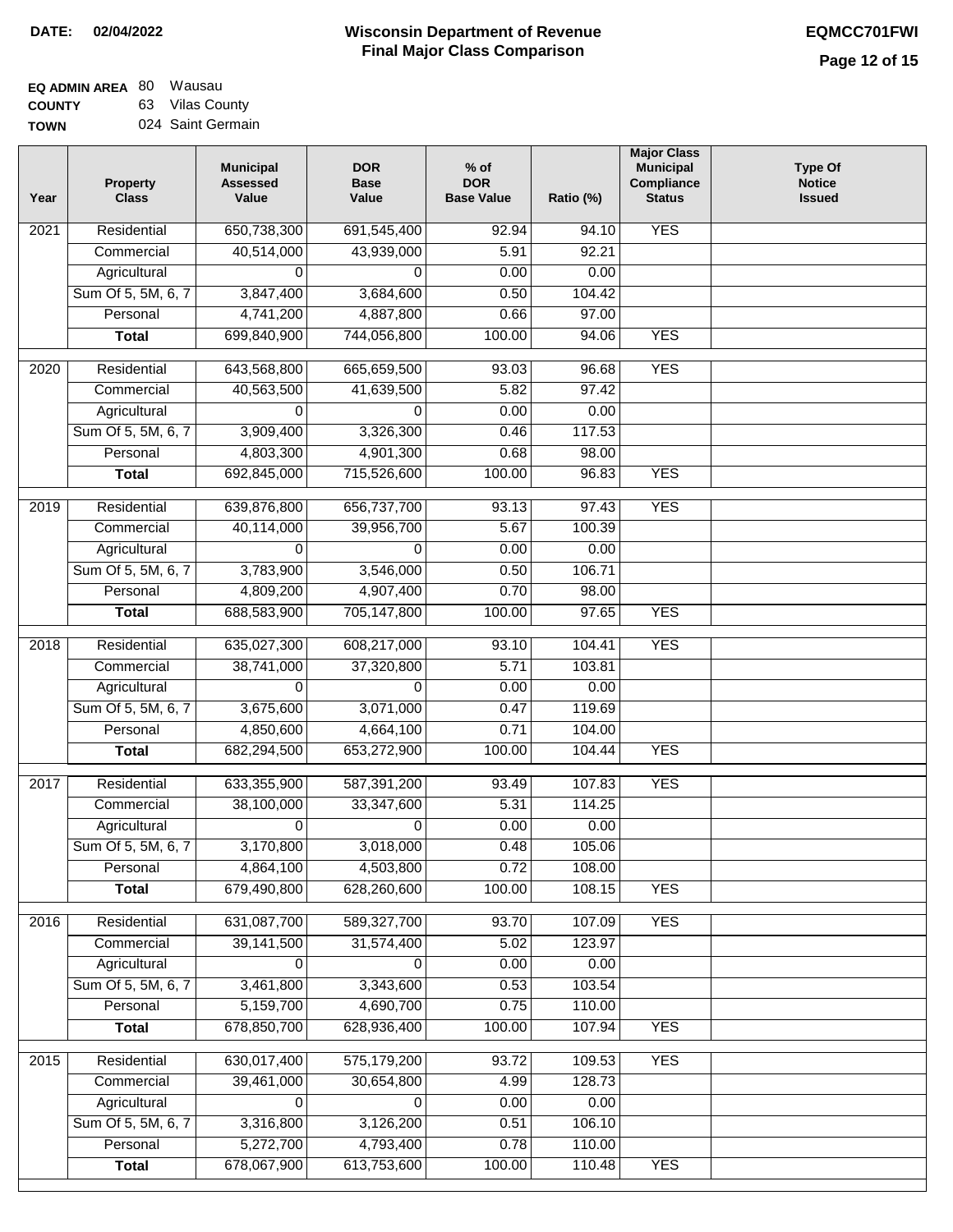**DATE:** 02/04/2022

# Wisconsin Department of Revenue
## Final Major Class Comparison

**EQMCC701FWI**

**EQ ADMIN AREA** 80 Wausau
**COUNTY** 63 Vilas County
**TOWN** 024 Saint Germain

| Year | Property Class | Municipal Assessed Value | DOR Base Value | % of DOR Base Value | Ratio (%) | Major Class Municipal Compliance Status | Type Of Notice Issued |
|---|---|---|---|---|---|---|---|
| 2021 | Residential | 650,738,300 | 691,545,400 | 92.94 | 94.10 | YES | |
| | Commercial | 40,514,000 | 43,939,000 | 5.91 | 92.21 | | |
| | Agricultural | 0 | 0 | 0.00 | 0.00 | | |
| | Sum Of 5, 5M, 6, 7 | 3,847,400 | 3,684,600 | 0.50 | 104.42 | | |
| | Personal | 4,741,200 | 4,887,800 | 0.66 | 97.00 | | |
| | **Total** | 699,840,900 | 744,056,800 | 100.00 | 94.06 | YES | |
| 2020 | Residential | 643,568,800 | 665,659,500 | 93.03 | 96.68 | YES | |
| | Commercial | 40,563,500 | 41,639,500 | 5.82 | 97.42 | | |
| | Agricultural | 0 | 0 | 0.00 | 0.00 | | |
| | Sum Of 5, 5M, 6, 7 | 3,909,400 | 3,326,300 | 0.46 | 117.53 | | |
| | Personal | 4,803,300 | 4,901,300 | 0.68 | 98.00 | | |
| | **Total** | 692,845,000 | 715,526,600 | 100.00 | 96.83 | YES | |
| 2019 | Residential | 639,876,800 | 656,737,700 | 93.13 | 97.43 | YES | |
| | Commercial | 40,114,000 | 39,956,700 | 5.67 | 100.39 | | |
| | Agricultural | 0 | 0 | 0.00 | 0.00 | | |
| | Sum Of 5, 5M, 6, 7 | 3,783,900 | 3,546,000 | 0.50 | 106.71 | | |
| | Personal | 4,809,200 | 4,907,400 | 0.70 | 98.00 | | |
| | **Total** | 688,583,900 | 705,147,800 | 100.00 | 97.65 | YES | |
| 2018 | Residential | 635,027,300 | 608,217,000 | 93.10 | 104.41 | YES | |
| | Commercial | 38,741,000 | 37,320,800 | 5.71 | 103.81 | | |
| | Agricultural | 0 | 0 | 0.00 | 0.00 | | |
| | Sum Of 5, 5M, 6, 7 | 3,675,600 | 3,071,000 | 0.47 | 119.69 | | |
| | Personal | 4,850,600 | 4,664,100 | 0.71 | 104.00 | | |
| | **Total** | 682,294,500 | 653,272,900 | 100.00 | 104.44 | YES | |
| 2017 | Residential | 633,355,900 | 587,391,200 | 93.49 | 107.83 | YES | |
| | Commercial | 38,100,000 | 33,347,600 | 5.31 | 114.25 | | |
| | Agricultural | 0 | 0 | 0.00 | 0.00 | | |
| | Sum Of 5, 5M, 6, 7 | 3,170,800 | 3,018,000 | 0.48 | 105.06 | | |
| | Personal | 4,864,100 | 4,503,800 | 0.72 | 108.00 | | |
| | **Total** | 679,490,800 | 628,260,600 | 100.00 | 108.15 | YES | |
| 2016 | Residential | 631,087,700 | 589,327,700 | 93.70 | 107.09 | YES | |
| | Commercial | 39,141,500 | 31,574,400 | 5.02 | 123.97 | | |
| | Agricultural | 0 | 0 | 0.00 | 0.00 | | |
| | Sum Of 5, 5M, 6, 7 | 3,461,800 | 3,343,600 | 0.53 | 103.54 | | |
| | Personal | 5,159,700 | 4,690,700 | 0.75 | 110.00 | | |
| | **Total** | 678,850,700 | 628,936,400 | 100.00 | 107.94 | YES | |
| 2015 | Residential | 630,017,400 | 575,179,200 | 93.72 | 109.53 | YES | |
| | Commercial | 39,461,000 | 30,654,800 | 4.99 | 128.73 | | |
| | Agricultural | 0 | 0 | 0.00 | 0.00 | | |
| | Sum Of 5, 5M, 6, 7 | 3,316,800 | 3,126,200 | 0.51 | 106.10 | | |
| | Personal | 5,272,700 | 4,793,400 | 0.78 | 110.00 | | |
| | **Total** | 678,067,900 | 613,753,600 | 100.00 | 110.48 | YES | |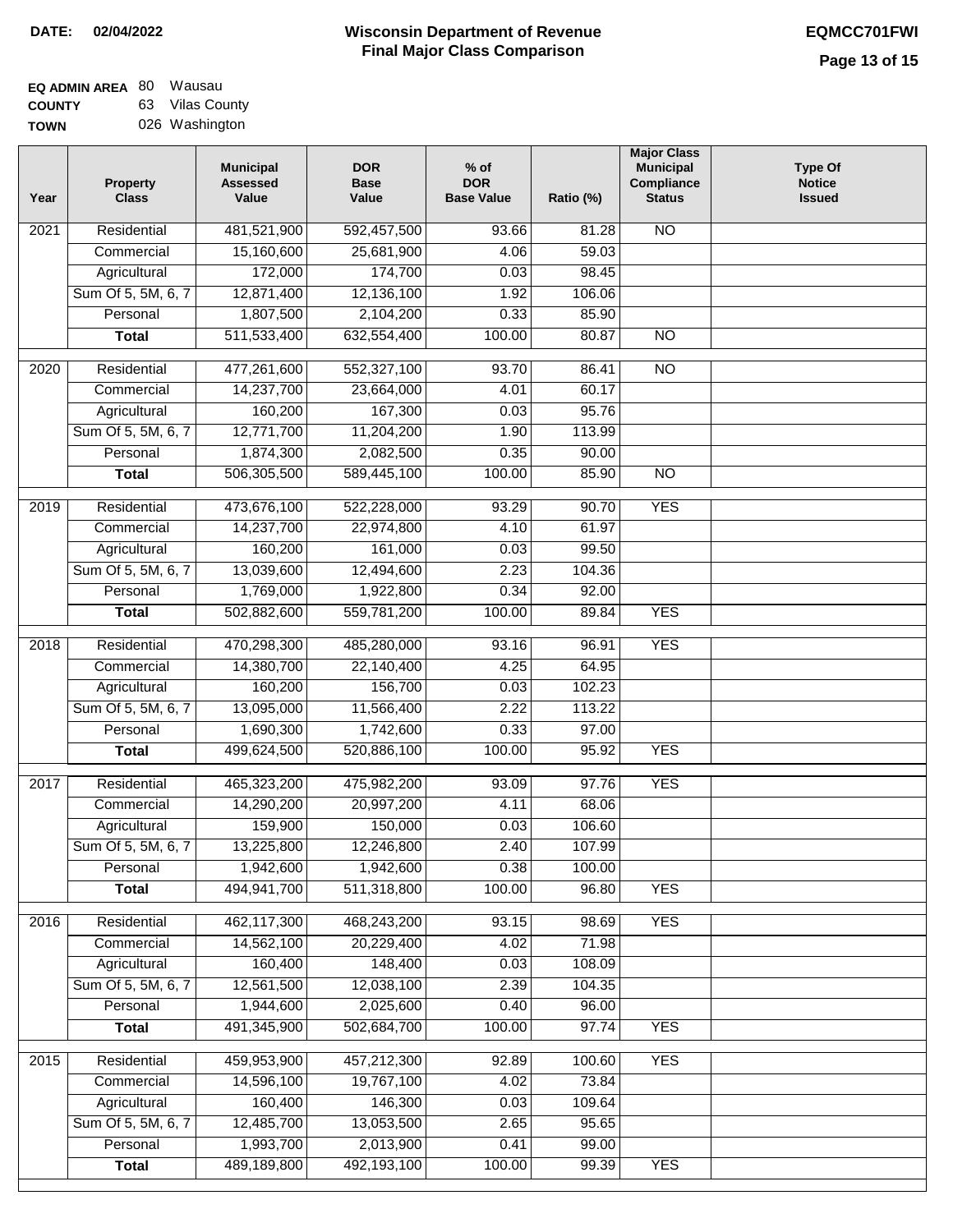**DATE: 02/04/2022**

# Wisconsin Department of Revenue
## Final Major Class Comparison

**EQMCC701FWI**

**EQ ADMIN AREA** 80 Wausau
**COUNTY** 63 Vilas County
**TOWN** 026 Washington

| Year | Property Class | Municipal Assessed Value | DOR Base Value | % of DOR Base Value | Ratio (%) | Major Class Municipal Compliance Status | Type Of Notice Issued |
|---|---|---|---|---|---|---|---|
| 2021 | Residential | 481,521,900 | 592,457,500 | 93.66 | 81.28 | NO | |
| | Commercial | 15,160,600 | 25,681,900 | 4.06 | 59.03 | | |
| | Agricultural | 172,000 | 174,700 | 0.03 | 98.45 | | |
| | Sum Of 5, 5M, 6, 7 | 12,871,400 | 12,136,100 | 1.92 | 106.06 | | |
| | Personal | 1,807,500 | 2,104,200 | 0.33 | 85.90 | | |
| | **Total** | 511,533,400 | 632,554,400 | 100.00 | 80.87 | NO | |
| 2020 | Residential | 477,261,600 | 552,327,100 | 93.70 | 86.41 | NO | |
| | Commercial | 14,237,700 | 23,664,000 | 4.01 | 60.17 | | |
| | Agricultural | 160,200 | 167,300 | 0.03 | 95.76 | | |
| | Sum Of 5, 5M, 6, 7 | 12,771,700 | 11,204,200 | 1.90 | 113.99 | | |
| | Personal | 1,874,300 | 2,082,500 | 0.35 | 90.00 | | |
| | **Total** | 506,305,500 | 589,445,100 | 100.00 | 85.90 | NO | |
| 2019 | Residential | 473,676,100 | 522,228,000 | 93.29 | 90.70 | YES | |
| | Commercial | 14,237,700 | 22,974,800 | 4.10 | 61.97 | | |
| | Agricultural | 160,200 | 161,000 | 0.03 | 99.50 | | |
| | Sum Of 5, 5M, 6, 7 | 13,039,600 | 12,494,600 | 2.23 | 104.36 | | |
| | Personal | 1,769,000 | 1,922,800 | 0.34 | 92.00 | | |
| | **Total** | 502,882,600 | 559,781,200 | 100.00 | 89.84 | YES | |
| 2018 | Residential | 470,298,300 | 485,280,000 | 93.16 | 96.91 | YES | |
| | Commercial | 14,380,700 | 22,140,400 | 4.25 | 64.95 | | |
| | Agricultural | 160,200 | 156,700 | 0.03 | 102.23 | | |
| | Sum Of 5, 5M, 6, 7 | 13,095,000 | 11,566,400 | 2.22 | 113.22 | | |
| | Personal | 1,690,300 | 1,742,600 | 0.33 | 97.00 | | |
| | **Total** | 499,624,500 | 520,886,100 | 100.00 | 95.92 | YES | |
| 2017 | Residential | 465,323,200 | 475,982,200 | 93.09 | 97.76 | YES | |
| | Commercial | 14,290,200 | 20,997,200 | 4.11 | 68.06 | | |
| | Agricultural | 159,900 | 150,000 | 0.03 | 106.60 | | |
| | Sum Of 5, 5M, 6, 7 | 13,225,800 | 12,246,800 | 2.40 | 107.99 | | |
| | Personal | 1,942,600 | 1,942,600 | 0.38 | 100.00 | | |
| | **Total** | 494,941,700 | 511,318,800 | 100.00 | 96.80 | YES | |
| 2016 | Residential | 462,117,300 | 468,243,200 | 93.15 | 98.69 | YES | |
| | Commercial | 14,562,100 | 20,229,400 | 4.02 | 71.98 | | |
| | Agricultural | 160,400 | 148,400 | 0.03 | 108.09 | | |
| | Sum Of 5, 5M, 6, 7 | 12,561,500 | 12,038,100 | 2.39 | 104.35 | | |
| | Personal | 1,944,600 | 2,025,600 | 0.40 | 96.00 | | |
| | **Total** | 491,345,900 | 502,684,700 | 100.00 | 97.74 | YES | |
| 2015 | Residential | 459,953,900 | 457,212,300 | 92.89 | 100.60 | YES | |
| | Commercial | 14,596,100 | 19,767,100 | 4.02 | 73.84 | | |
| | Agricultural | 160,400 | 146,300 | 0.03 | 109.64 | | |
| | Sum Of 5, 5M, 6, 7 | 12,485,700 | 13,053,500 | 2.65 | 95.65 | | |
| | Personal | 1,993,700 | 2,013,900 | 0.41 | 99.00 | | |
| | **Total** | 489,189,800 | 492,193,100 | 100.00 | 99.39 | YES | |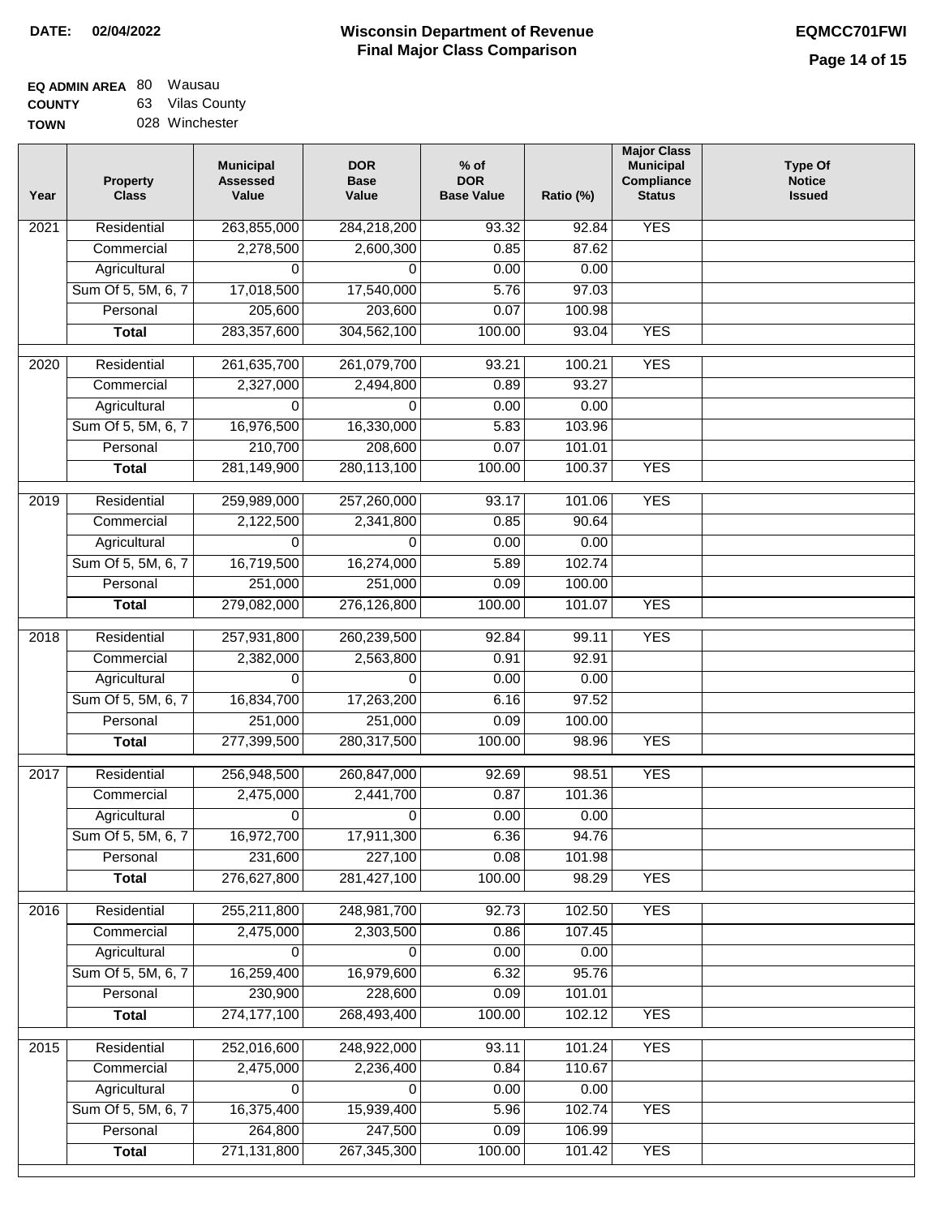**DATE:** 02/04/2022

# Wisconsin Department of Revenue
## Final Major Class Comparison

**EQMCC701FWI**

**EQ ADMIN AREA** 80 Wausau
**COUNTY** 63 Vilas County
**TOWN** 028 Winchester

| Year | Property Class | Municipal Assessed Value | DOR Base Value | % of DOR Base Value | Ratio (%) | Major Class Municipal Compliance Status | Type Of Notice Issued |
|---|---|---|---|---|---|---|---|
| 2021 | Residential | 263,855,000 | 284,218,200 | 93.32 | 92.84 | YES | |
| | Commercial | 2,278,500 | 2,600,300 | 0.85 | 87.62 | | |
| | Agricultural | 0 | 0 | 0.00 | 0.00 | | |
| | Sum Of 5, 5M, 6, 7 | 17,018,500 | 17,540,000 | 5.76 | 97.03 | | |
| | Personal | 205,600 | 203,600 | 0.07 | 100.98 | | |
| | **Total** | 283,357,600 | 304,562,100 | 100.00 | 93.04 | YES | |
| 2020 | Residential | 261,635,700 | 261,079,700 | 93.21 | 100.21 | YES | |
| | Commercial | 2,327,000 | 2,494,800 | 0.89 | 93.27 | | |
| | Agricultural | 0 | 0 | 0.00 | 0.00 | | |
| | Sum Of 5, 5M, 6, 7 | 16,976,500 | 16,330,000 | 5.83 | 103.96 | | |
| | Personal | 210,700 | 208,600 | 0.07 | 101.01 | | |
| | **Total** | 281,149,900 | 280,113,100 | 100.00 | 100.37 | YES | |
| 2019 | Residential | 259,989,000 | 257,260,000 | 93.17 | 101.06 | YES | |
| | Commercial | 2,122,500 | 2,341,800 | 0.85 | 90.64 | | |
| | Agricultural | 0 | 0 | 0.00 | 0.00 | | |
| | Sum Of 5, 5M, 6, 7 | 16,719,500 | 16,274,000 | 5.89 | 102.74 | | |
| | Personal | 251,000 | 251,000 | 0.09 | 100.00 | | |
| | **Total** | 279,082,000 | 276,126,800 | 100.00 | 101.07 | YES | |
| 2018 | Residential | 257,931,800 | 260,239,500 | 92.84 | 99.11 | YES | |
| | Commercial | 2,382,000 | 2,563,800 | 0.91 | 92.91 | | |
| | Agricultural | 0 | 0 | 0.00 | 0.00 | | |
| | Sum Of 5, 5M, 6, 7 | 16,834,700 | 17,263,200 | 6.16 | 97.52 | | |
| | Personal | 251,000 | 251,000 | 0.09 | 100.00 | | |
| | **Total** | 277,399,500 | 280,317,500 | 100.00 | 98.96 | YES | |
| 2017 | Residential | 256,948,500 | 260,847,000 | 92.69 | 98.51 | YES | |
| | Commercial | 2,475,000 | 2,441,700 | 0.87 | 101.36 | | |
| | Agricultural | 0 | 0 | 0.00 | 0.00 | | |
| | Sum Of 5, 5M, 6, 7 | 16,972,700 | 17,911,300 | 6.36 | 94.76 | | |
| | Personal | 231,600 | 227,100 | 0.08 | 101.98 | | |
| | **Total** | 276,627,800 | 281,427,100 | 100.00 | 98.29 | YES | |
| 2016 | Residential | 255,211,800 | 248,981,700 | 92.73 | 102.50 | YES | |
| | Commercial | 2,475,000 | 2,303,500 | 0.86 | 107.45 | | |
| | Agricultural | 0 | 0 | 0.00 | 0.00 | | |
| | Sum Of 5, 5M, 6, 7 | 16,259,400 | 16,979,600 | 6.32 | 95.76 | | |
| | Personal | 230,900 | 228,600 | 0.09 | 101.01 | | |
| | **Total** | 274,177,100 | 268,493,400 | 100.00 | 102.12 | YES | |
| 2015 | Residential | 252,016,600 | 248,922,000 | 93.11 | 101.24 | YES | |
| | Commercial | 2,475,000 | 2,236,400 | 0.84 | 110.67 | | |
| | Agricultural | 0 | 0 | 0.00 | 0.00 | | |
| | Sum Of 5, 5M, 6, 7 | 16,375,400 | 15,939,400 | 5.96 | 102.74 | YES | |
| | Personal | 264,800 | 247,500 | 0.09 | 106.99 | | |
| | **Total** | 271,131,800 | 267,345,300 | 100.00 | 101.42 | YES | |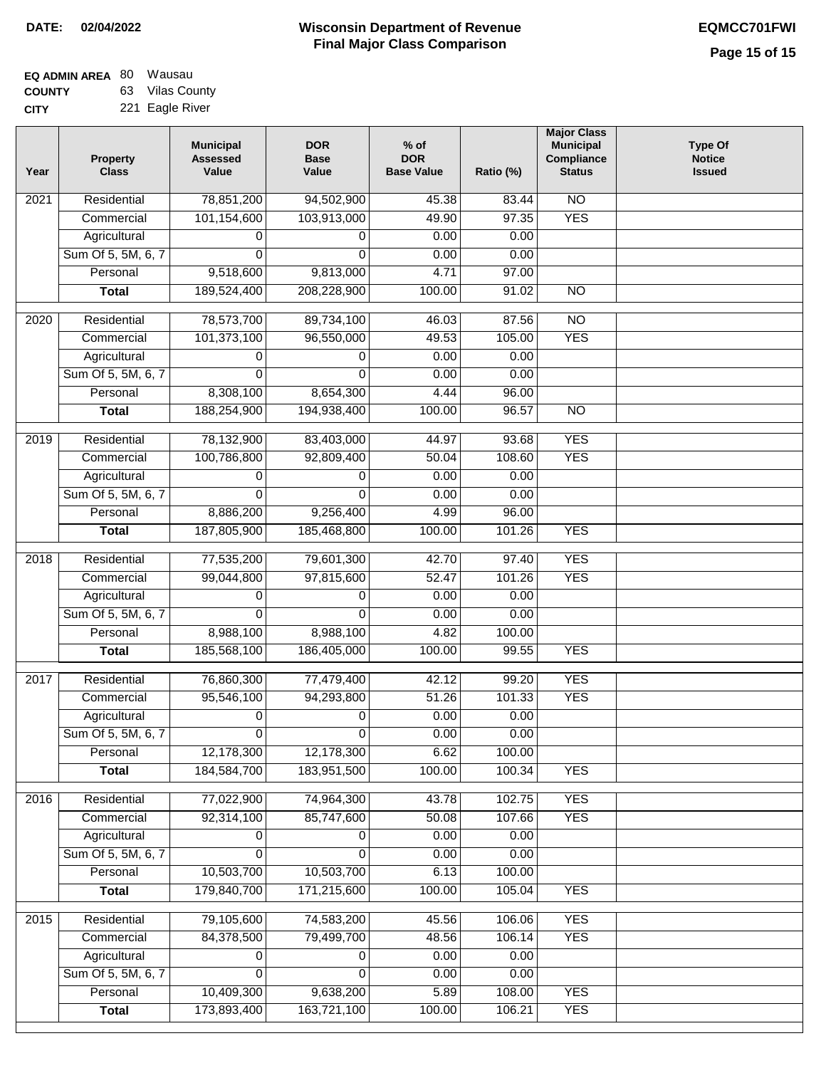**DATE: 02/04/2022**

# Wisconsin Department of Revenue
## Final Major Class Comparison

**EQMCC701FWI**

**EQ ADMIN AREA** 80 Wausau
**COUNTY** 63 Vilas County
**CITY** 221 Eagle River

| Year | Property Class | Municipal Assessed Value | DOR Base Value | % of DOR Base Value | Ratio (%) | Major Class Municipal Compliance Status | Type Of Notice Issued |
|---|---|---|---|---|---|---|---|
| 2021 | Residential | 78,851,200 | 94,502,900 | 45.38 | 83.44 | NO | |
| | Commercial | 101,154,600 | 103,913,000 | 49.90 | 97.35 | YES | |
| | Agricultural | 0 | 0 | 0.00 | 0.00 | | |
| | Sum Of 5, 5M, 6, 7 | 0 | 0 | 0.00 | 0.00 | | |
| | Personal | 9,518,600 | 9,813,000 | 4.71 | 97.00 | | |
| | **Total** | 189,524,400 | 208,228,900 | 100.00 | 91.02 | NO | |
| 2020 | Residential | 78,573,700 | 89,734,100 | 46.03 | 87.56 | NO | |
| | Commercial | 101,373,100 | 96,550,000 | 49.53 | 105.00 | YES | |
| | Agricultural | 0 | 0 | 0.00 | 0.00 | | |
| | Sum Of 5, 5M, 6, 7 | 0 | 0 | 0.00 | 0.00 | | |
| | Personal | 8,308,100 | 8,654,300 | 4.44 | 96.00 | | |
| | **Total** | 188,254,900 | 194,938,400 | 100.00 | 96.57 | NO | |
| 2019 | Residential | 78,132,900 | 83,403,000 | 44.97 | 93.68 | YES | |
| | Commercial | 100,786,800 | 92,809,400 | 50.04 | 108.60 | YES | |
| | Agricultural | 0 | 0 | 0.00 | 0.00 | | |
| | Sum Of 5, 5M, 6, 7 | 0 | 0 | 0.00 | 0.00 | | |
| | Personal | 8,886,200 | 9,256,400 | 4.99 | 96.00 | | |
| | **Total** | 187,805,900 | 185,468,800 | 100.00 | 101.26 | YES | |
| 2018 | Residential | 77,535,200 | 79,601,300 | 42.70 | 97.40 | YES | |
| | Commercial | 99,044,800 | 97,815,600 | 52.47 | 101.26 | YES | |
| | Agricultural | 0 | 0 | 0.00 | 0.00 | | |
| | Sum Of 5, 5M, 6, 7 | 0 | 0 | 0.00 | 0.00 | | |
| | Personal | 8,988,100 | 8,988,100 | 4.82 | 100.00 | | |
| | **Total** | 185,568,100 | 186,405,000 | 100.00 | 99.55 | YES | |
| 2017 | Residential | 76,860,300 | 77,479,400 | 42.12 | 99.20 | YES | |
| | Commercial | 95,546,100 | 94,293,800 | 51.26 | 101.33 | YES | |
| | Agricultural | 0 | 0 | 0.00 | 0.00 | | |
| | Sum Of 5, 5M, 6, 7 | 0 | 0 | 0.00 | 0.00 | | |
| | Personal | 12,178,300 | 12,178,300 | 6.62 | 100.00 | | |
| | **Total** | 184,584,700 | 183,951,500 | 100.00 | 100.34 | YES | |
| 2016 | Residential | 77,022,900 | 74,964,300 | 43.78 | 102.75 | YES | |
| | Commercial | 92,314,100 | 85,747,600 | 50.08 | 107.66 | YES | |
| | Agricultural | 0 | 0 | 0.00 | 0.00 | | |
| | Sum Of 5, 5M, 6, 7 | 0 | 0 | 0.00 | 0.00 | | |
| | Personal | 10,503,700 | 10,503,700 | 6.13 | 100.00 | | |
| | **Total** | 179,840,700 | 171,215,600 | 100.00 | 105.04 | YES | |
| 2015 | Residential | 79,105,600 | 74,583,200 | 45.56 | 106.06 | YES | |
| | Commercial | 84,378,500 | 79,499,700 | 48.56 | 106.14 | YES | |
| | Agricultural | 0 | 0 | 0.00 | 0.00 | | |
| | Sum Of 5, 5M, 6, 7 | 0 | 0 | 0.00 | 0.00 | | |
| | Personal | 10,409,300 | 9,638,200 | 5.89 | 108.00 | YES | |
| | **Total** | 173,893,400 | 163,721,100 | 100.00 | 106.21 | YES | |